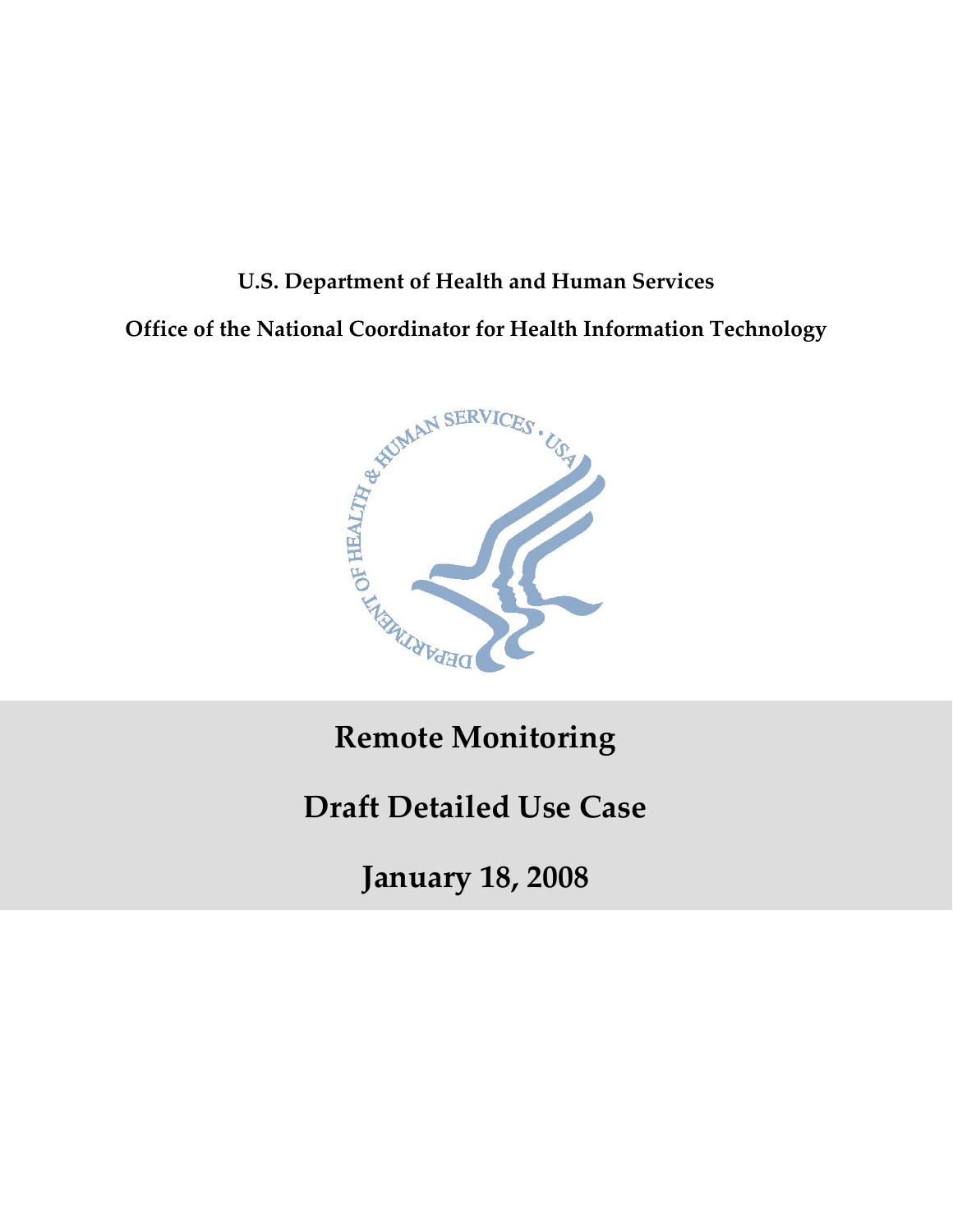**U.S. Department of Health and Human Services**

**Office of the National Coordinator for Health Information Technology**

# Remote Monitoring

# Draft Detailed Use Case

# January 18, 2008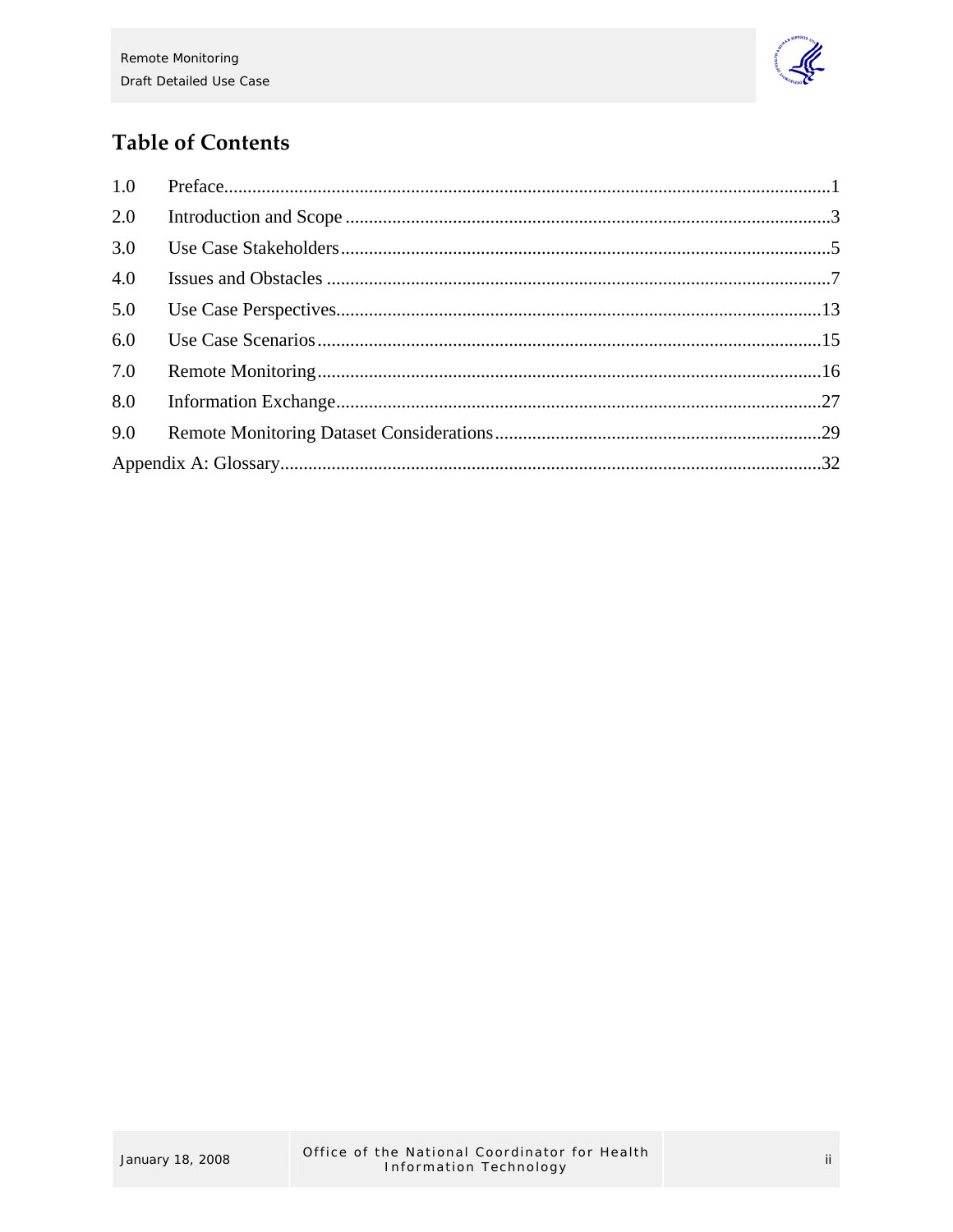# Table of Contents

| | | |
|---|---|---|
| 1.0 | Preface | 1 |
| 2.0 | Introduction and Scope | 3 |
| 3.0 | Use Case Stakeholders | 5 |
| 4.0 | Issues and Obstacles | 7 |
| 5.0 | Use Case Perspectives | 13 |
| 6.0 | Use Case Scenarios | 15 |
| 7.0 | Remote Monitoring | 16 |
| 8.0 | Information Exchange | 27 |
| 9.0 | Remote Monitoring Dataset Considerations | 29 |
| Appendix A: Glossary | | 32 |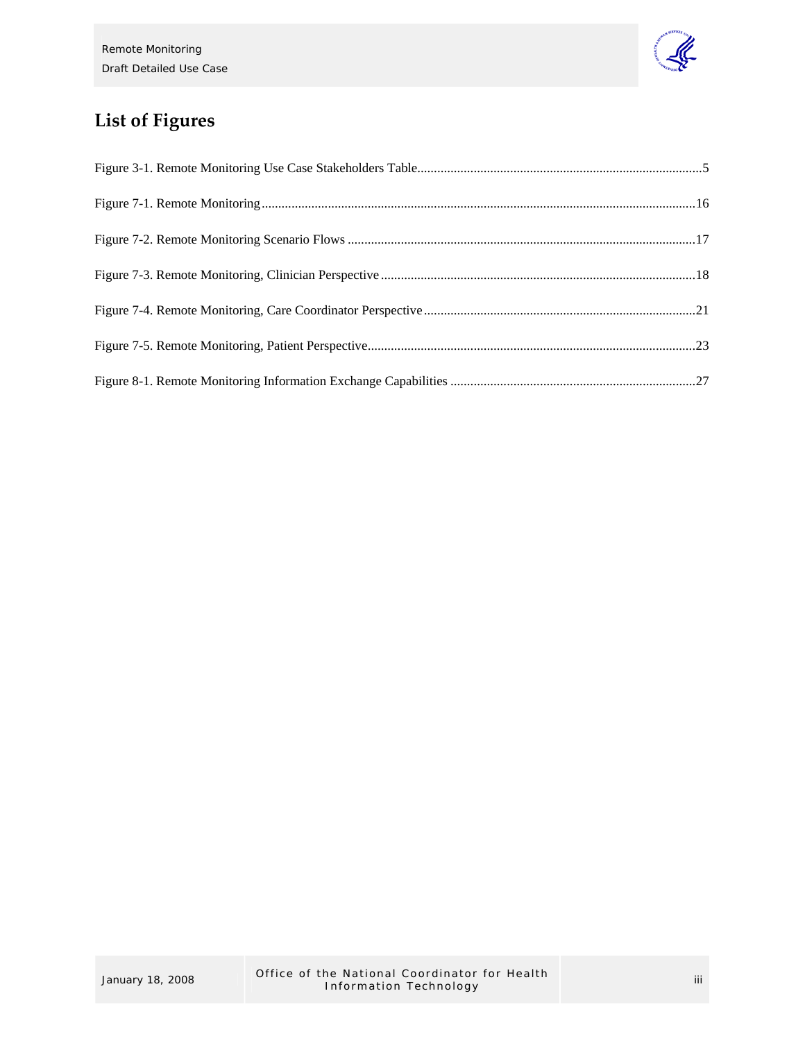## List of Figures

Figure 3-1. Remote Monitoring Use Case Stakeholders Table......................................................................................5

Figure 7-1. Remote Monitoring..................................................................................................................................16

Figure 7-2. Remote Monitoring Scenario Flows .........................................................................................................17

Figure 7-3. Remote Monitoring, Clinician Perspective ...............................................................................................18

Figure 7-4. Remote Monitoring, Care Coordinator Perspective ..................................................................................21

Figure 7-5. Remote Monitoring, Patient Perspective...................................................................................................23

Figure 8-1. Remote Monitoring Information Exchange Capabilities ..........................................................................27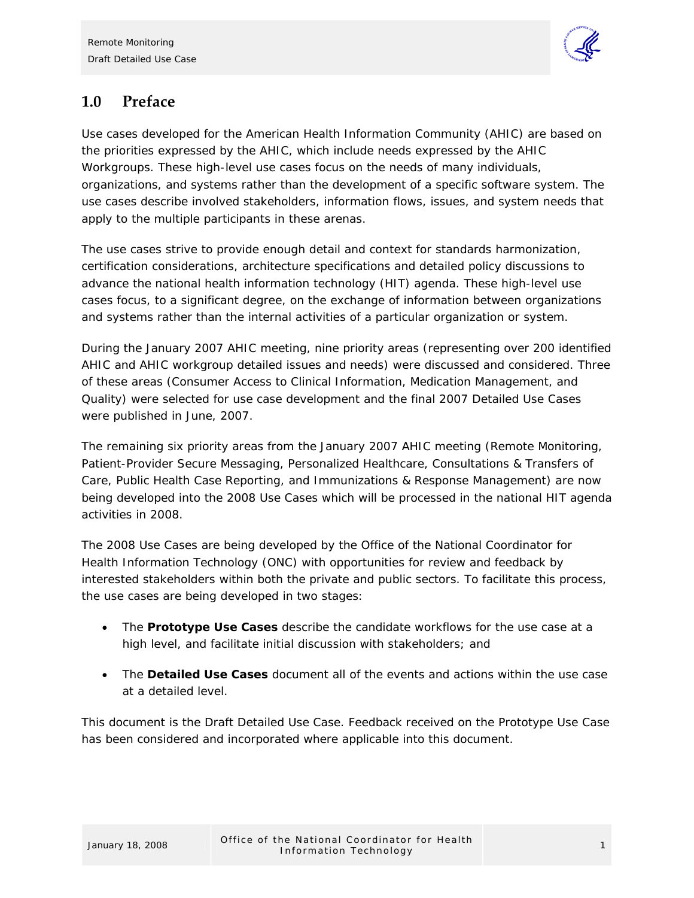## 1.0 Preface

Use cases developed for the American Health Information Community (AHIC) are based on the priorities expressed by the AHIC, which include needs expressed by the AHIC Workgroups. These high-level use cases focus on the needs of many individuals, organizations, and systems rather than the development of a specific software system. The use cases describe involved stakeholders, information flows, issues, and system needs that apply to the multiple participants in these arenas.

The use cases strive to provide enough detail and context for standards harmonization, certification considerations, architecture specifications and detailed policy discussions to advance the national health information technology (HIT) agenda. These high-level use cases focus, to a significant degree, on the exchange of information between organizations and systems rather than the internal activities of a particular organization or system.

During the January 2007 AHIC meeting, nine priority areas (representing over 200 identified AHIC and AHIC workgroup detailed issues and needs) were discussed and considered. Three of these areas (Consumer Access to Clinical Information, Medication Management, and Quality) were selected for use case development and the final 2007 Detailed Use Cases were published in June, 2007.

The remaining six priority areas from the January 2007 AHIC meeting (Remote Monitoring, Patient-Provider Secure Messaging, Personalized Healthcare, Consultations & Transfers of Care, Public Health Case Reporting, and Immunizations & Response Management) are now being developed into the 2008 Use Cases which will be processed in the national HIT agenda activities in 2008.

The 2008 Use Cases are being developed by the Office of the National Coordinator for Health Information Technology (ONC) with opportunities for review and feedback by interested stakeholders within both the private and public sectors. To facilitate this process, the use cases are being developed in two stages:

- The **Prototype Use Cases** describe the candidate workflows for the use case at a high level, and facilitate initial discussion with stakeholders; and
- The **Detailed Use Cases** document all of the events and actions within the use case at a detailed level.

This document is the Draft Detailed Use Case. Feedback received on the Prototype Use Case has been considered and incorporated where applicable into this document.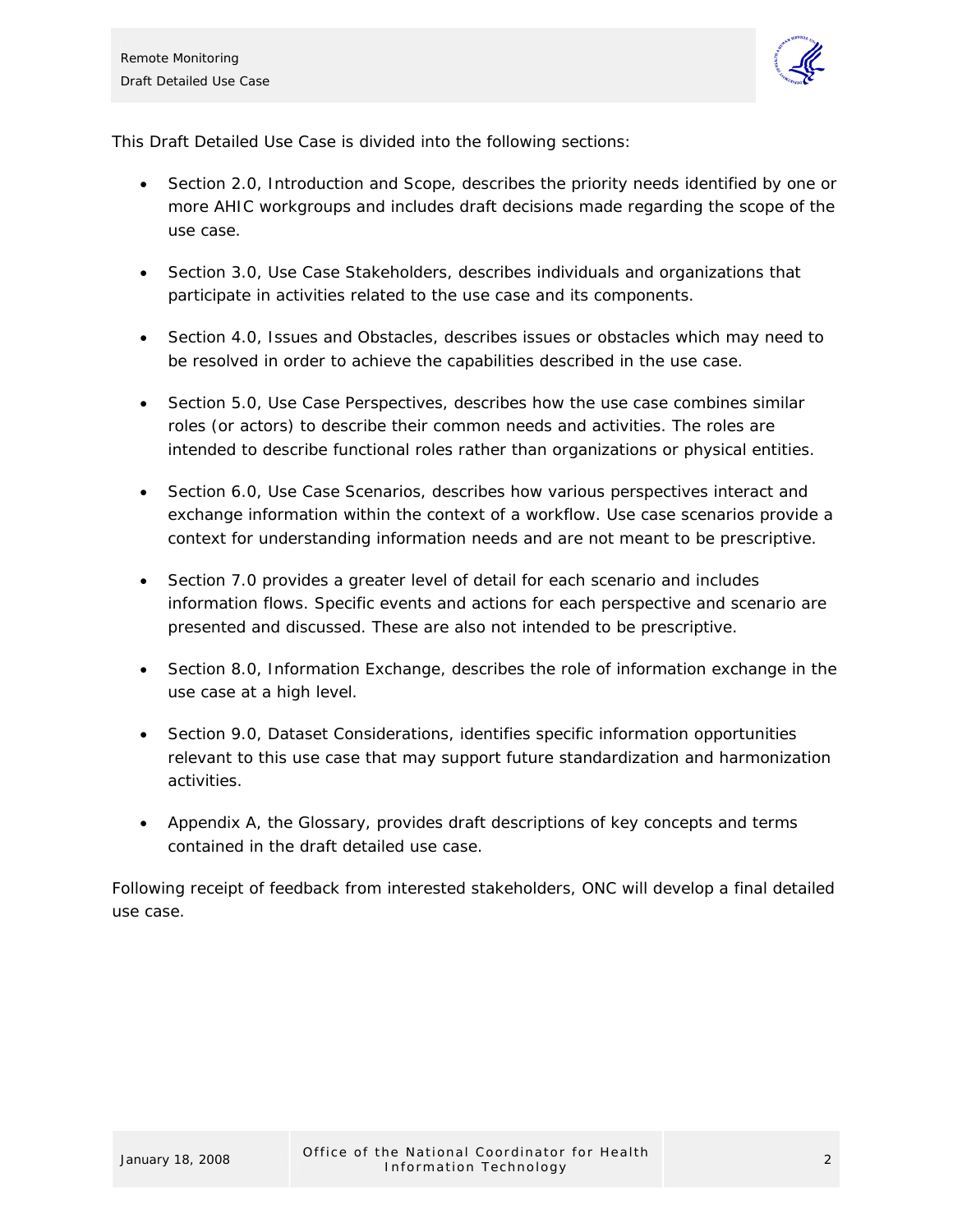This Draft Detailed Use Case is divided into the following sections:

- Section 2.0, Introduction and Scope, describes the priority needs identified by one or more AHIC workgroups and includes draft decisions made regarding the scope of the use case.
- Section 3.0, Use Case Stakeholders, describes individuals and organizations that participate in activities related to the use case and its components.
- Section 4.0, Issues and Obstacles, describes issues or obstacles which may need to be resolved in order to achieve the capabilities described in the use case.
- Section 5.0, Use Case Perspectives, describes how the use case combines similar roles (or actors) to describe their common needs and activities. The roles are intended to describe functional roles rather than organizations or physical entities.
- Section 6.0, Use Case Scenarios, describes how various perspectives interact and exchange information within the context of a workflow. Use case scenarios provide a context for understanding information needs and are not meant to be prescriptive.
- Section 7.0 provides a greater level of detail for each scenario and includes information flows. Specific events and actions for each perspective and scenario are presented and discussed. These are also not intended to be prescriptive.
- Section 8.0, Information Exchange, describes the role of information exchange in the use case at a high level.
- Section 9.0, Dataset Considerations, identifies specific information opportunities relevant to this use case that may support future standardization and harmonization activities.
- Appendix A, the Glossary, provides draft descriptions of key concepts and terms contained in the draft detailed use case.

Following receipt of feedback from interested stakeholders, ONC will develop a final detailed use case.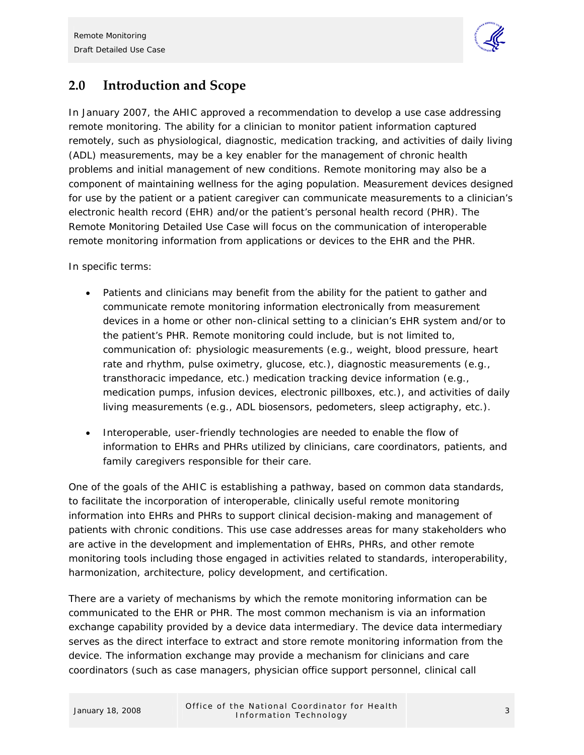## 2.0 Introduction and Scope

In January 2007, the AHIC approved a recommendation to develop a use case addressing remote monitoring. The ability for a clinician to monitor patient information captured remotely, such as physiological, diagnostic, medication tracking, and activities of daily living (ADL) measurements, may be a key enabler for the management of chronic health problems and initial management of new conditions. Remote monitoring may also be a component of maintaining wellness for the aging population. Measurement devices designed for use by the patient or a patient caregiver can communicate measurements to a clinician's electronic health record (EHR) and/or the patient's personal health record (PHR). The Remote Monitoring Detailed Use Case will focus on the communication of interoperable remote monitoring information from applications or devices to the EHR and the PHR.

In specific terms:

- Patients and clinicians may benefit from the ability for the patient to gather and communicate remote monitoring information electronically from measurement devices in a home or other non-clinical setting to a clinician's EHR system and/or to the patient's PHR. Remote monitoring could include, but is not limited to, communication of: physiologic measurements (e.g., weight, blood pressure, heart rate and rhythm, pulse oximetry, glucose, etc.), diagnostic measurements (e.g., transthoracic impedance, etc.) medication tracking device information (e.g., medication pumps, infusion devices, electronic pillboxes, etc.), and activities of daily living measurements (e.g., ADL biosensors, pedometers, sleep actigraphy, etc.).
- Interoperable, user-friendly technologies are needed to enable the flow of information to EHRs and PHRs utilized by clinicians, care coordinators, patients, and family caregivers responsible for their care.

One of the goals of the AHIC is establishing a pathway, based on common data standards, to facilitate the incorporation of interoperable, clinically useful remote monitoring information into EHRs and PHRs to support clinical decision-making and management of patients with chronic conditions. This use case addresses areas for many stakeholders who are active in the development and implementation of EHRs, PHRs, and other remote monitoring tools including those engaged in activities related to standards, interoperability, harmonization, architecture, policy development, and certification.

There are a variety of mechanisms by which the remote monitoring information can be communicated to the EHR or PHR. The most common mechanism is via an information exchange capability provided by a device data intermediary. The device data intermediary serves as the direct interface to extract and store remote monitoring information from the device. The information exchange may provide a mechanism for clinicians and care coordinators (such as case managers, physician office support personnel, clinical call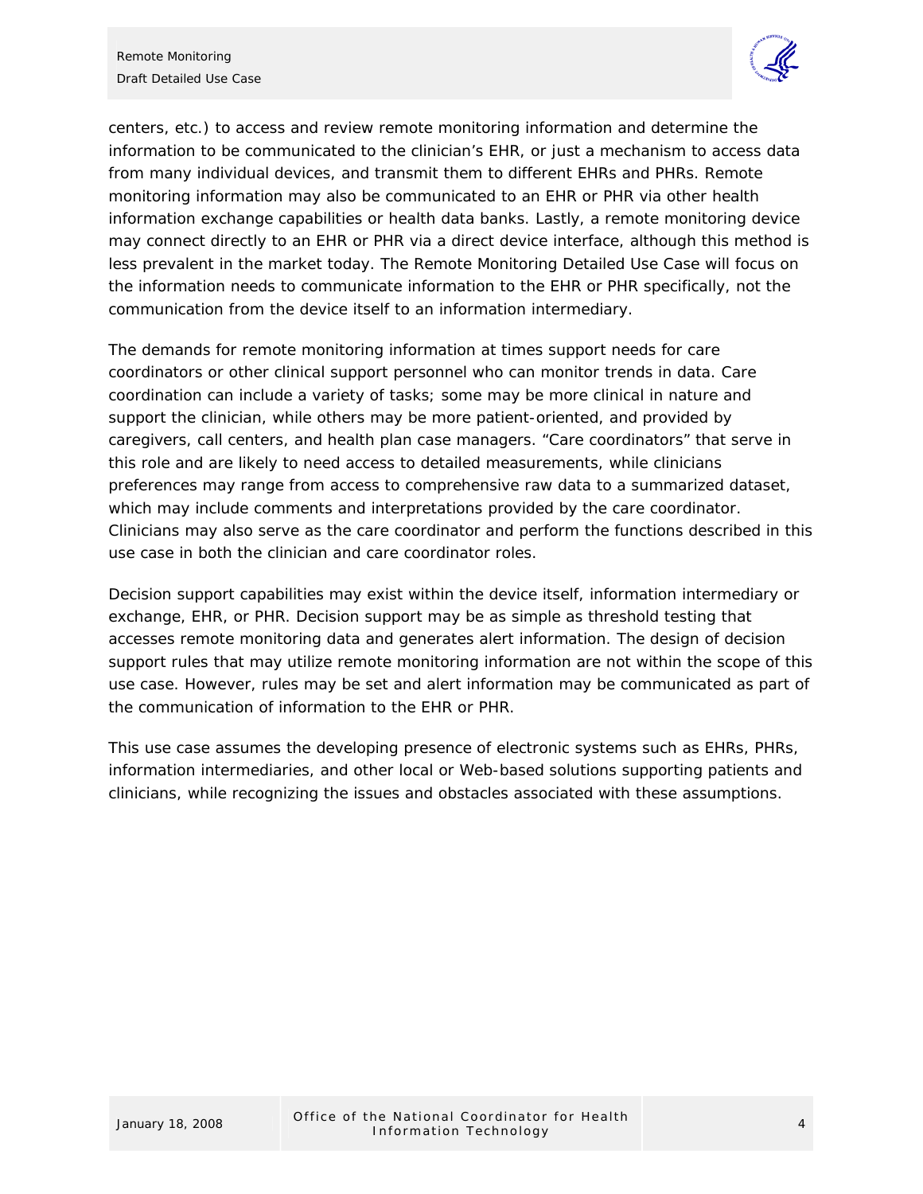centers, etc.) to access and review remote monitoring information and determine the information to be communicated to the clinician's EHR, or just a mechanism to access data from many individual devices, and transmit them to different EHRs and PHRs. Remote monitoring information may also be communicated to an EHR or PHR via other health information exchange capabilities or health data banks. Lastly, a remote monitoring device may connect directly to an EHR or PHR via a direct device interface, although this method is less prevalent in the market today. The Remote Monitoring Detailed Use Case will focus on the information needs to communicate information to the EHR or PHR specifically, not the communication from the device itself to an information intermediary.

The demands for remote monitoring information at times support needs for care coordinators or other clinical support personnel who can monitor trends in data. Care coordination can include a variety of tasks; some may be more clinical in nature and support the clinician, while others may be more patient-oriented, and provided by caregivers, call centers, and health plan case managers. "Care coordinators" that serve in this role and are likely to need access to detailed measurements, while clinicians preferences may range from access to comprehensive raw data to a summarized dataset, which may include comments and interpretations provided by the care coordinator. Clinicians may also serve as the care coordinator and perform the functions described in this use case in both the clinician and care coordinator roles.

Decision support capabilities may exist within the device itself, information intermediary or exchange, EHR, or PHR. Decision support may be as simple as threshold testing that accesses remote monitoring data and generates alert information. The design of decision support rules that may utilize remote monitoring information are not within the scope of this use case. However, rules may be set and alert information may be communicated as part of the communication of information to the EHR or PHR.

This use case assumes the developing presence of electronic systems such as EHRs, PHRs, information intermediaries, and other local or Web-based solutions supporting patients and clinicians, while recognizing the issues and obstacles associated with these assumptions.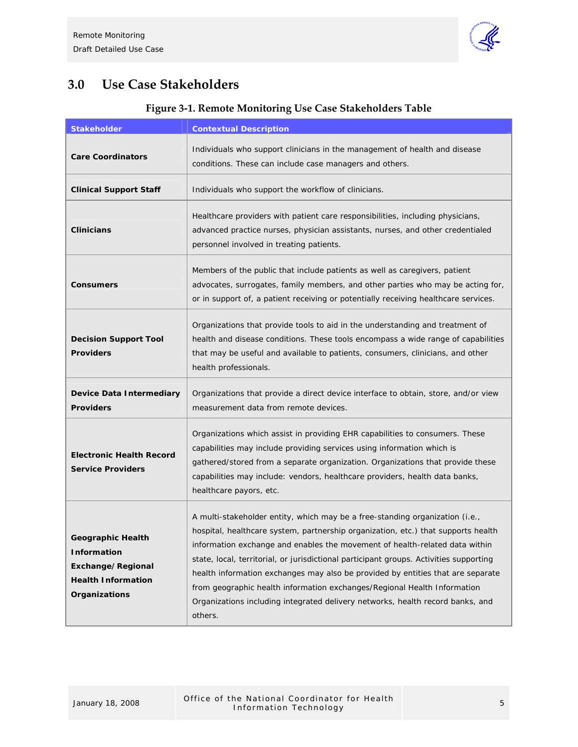# 3.0 Use Case Stakeholders

**Figure 3-1. Remote Monitoring Use Case Stakeholders Table**

| Stakeholder | Contextual Description |
|---|---|
| **Care Coordinators** | Individuals who support clinicians in the management of health and disease conditions. These can include case managers and others. |
| **Clinical Support Staff** | Individuals who support the workflow of clinicians. |
| **Clinicians** | Healthcare providers with patient care responsibilities, including physicians, advanced practice nurses, physician assistants, nurses, and other credentialed personnel involved in treating patients. |
| **Consumers** | Members of the public that include patients as well as caregivers, patient advocates, surrogates, family members, and other parties who may be acting for, or in support of, a patient receiving or potentially receiving healthcare services. |
| **Decision Support Tool Providers** | Organizations that provide tools to aid in the understanding and treatment of health and disease conditions. These tools encompass a wide range of capabilities that may be useful and available to patients, consumers, clinicians, and other health professionals. |
| **Device Data Intermediary Providers** | Organizations that provide a direct device interface to obtain, store, and/or view measurement data from remote devices. |
| **Electronic Health Record Service Providers** | Organizations which assist in providing EHR capabilities to consumers. These capabilities may include providing services using information which is gathered/stored from a separate organization. Organizations that provide these capabilities may include: vendors, healthcare providers, health data banks, healthcare payors, etc. |
| **Geographic Health Information Exchange/Regional Health Information Organizations** | A multi-stakeholder entity, which may be a free-standing organization (i.e., hospital, healthcare system, partnership organization, etc.) that supports health information exchange and enables the movement of health-related data within state, local, territorial, or jurisdictional participant groups. Activities supporting health information exchanges may also be provided by entities that are separate from geographic health information exchanges/Regional Health Information Organizations including integrated delivery networks, health record banks, and others. |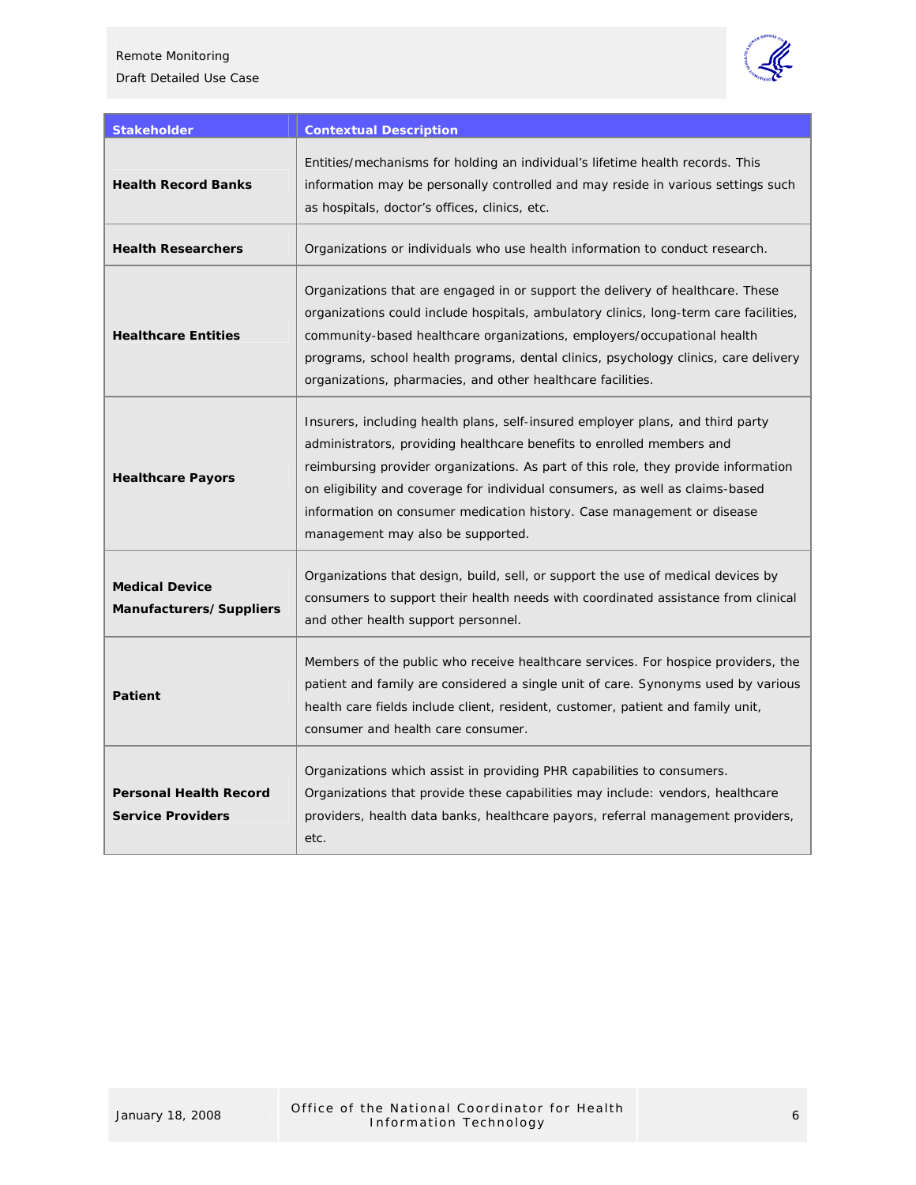| Stakeholder | Contextual Description |
|---|---|
| **Health Record Banks** | Entities/mechanisms for holding an individual's lifetime health records. This information may be personally controlled and may reside in various settings such as hospitals, doctor's offices, clinics, etc. |
| **Health Researchers** | Organizations or individuals who use health information to conduct research. |
| **Healthcare Entities** | Organizations that are engaged in or support the delivery of healthcare. These organizations could include hospitals, ambulatory clinics, long-term care facilities, community-based healthcare organizations, employers/occupational health programs, school health programs, dental clinics, psychology clinics, care delivery organizations, pharmacies, and other healthcare facilities. |
| **Healthcare Payors** | Insurers, including health plans, self-insured employer plans, and third party administrators, providing healthcare benefits to enrolled members and reimbursing provider organizations. As part of this role, they provide information on eligibility and coverage for individual consumers, as well as claims-based information on consumer medication history. Case management or disease management may also be supported. |
| **Medical Device Manufacturers/ Suppliers** | Organizations that design, build, sell, or support the use of medical devices by consumers to support their health needs with coordinated assistance from clinical and other health support personnel. |
| **Patient** | Members of the public who receive healthcare services. For hospice providers, the patient and family are considered a single unit of care. Synonyms used by various health care fields include client, resident, customer, patient and family unit, consumer and health care consumer. |
| **Personal Health Record Service Providers** | Organizations which assist in providing PHR capabilities to consumers. Organizations that provide these capabilities may include: vendors, healthcare providers, health data banks, healthcare payors, referral management providers, etc. |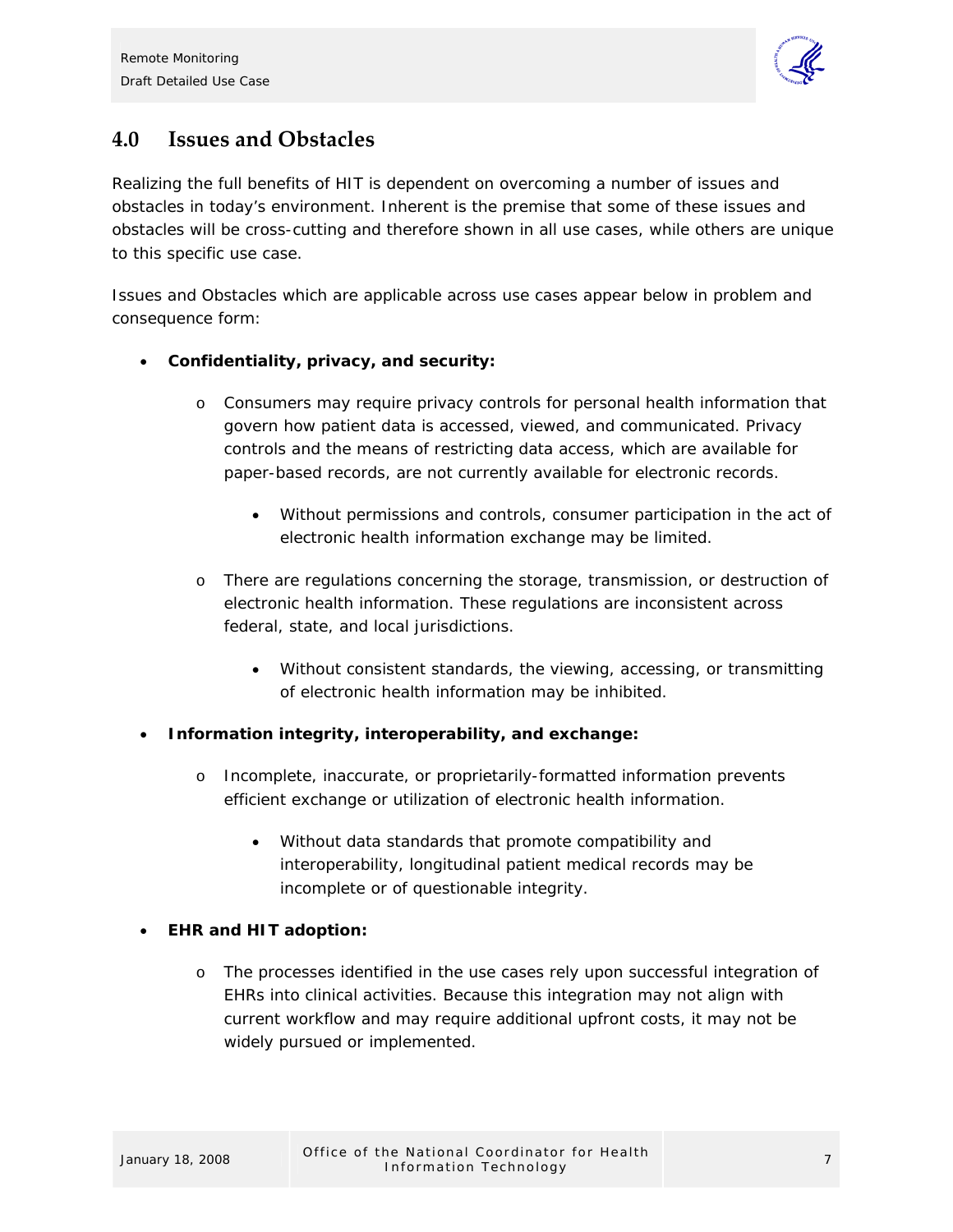## 4.0 Issues and Obstacles

Realizing the full benefits of HIT is dependent on overcoming a number of issues and obstacles in today's environment. Inherent is the premise that some of these issues and obstacles will be cross-cutting and therefore shown in all use cases, while others are unique to this specific use case.

Issues and Obstacles which are applicable across use cases appear below in problem and consequence form:

- **Confidentiality, privacy, and security:**
    - Consumers may require privacy controls for personal health information that govern how patient data is accessed, viewed, and communicated. Privacy controls and the means of restricting data access, which are available for paper-based records, are not currently available for electronic records.
        - Without permissions and controls, consumer participation in the act of electronic health information exchange may be limited.
    - There are regulations concerning the storage, transmission, or destruction of electronic health information. These regulations are inconsistent across federal, state, and local jurisdictions.
        - Without consistent standards, the viewing, accessing, or transmitting of electronic health information may be inhibited.
- **Information integrity, interoperability, and exchange:**
    - Incomplete, inaccurate, or proprietarily-formatted information prevents efficient exchange or utilization of electronic health information.
        - Without data standards that promote compatibility and interoperability, longitudinal patient medical records may be incomplete or of questionable integrity.
- **EHR and HIT adoption:**
    - The processes identified in the use cases rely upon successful integration of EHRs into clinical activities. Because this integration may not align with current workflow and may require additional upfront costs, it may not be widely pursued or implemented.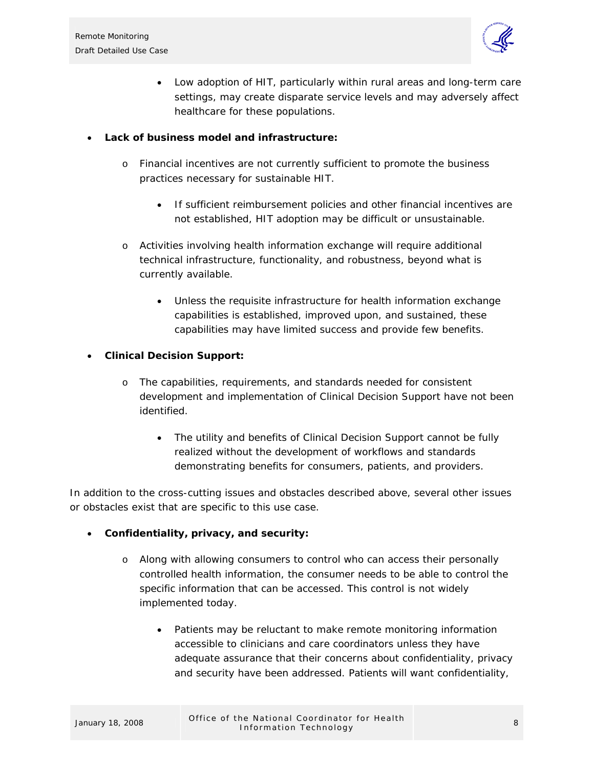- Low adoption of HIT, particularly within rural areas and long-term care settings, may create disparate service levels and may adversely affect healthcare for these populations.

- **Lack of business model and infrastructure:**
    - Financial incentives are not currently sufficient to promote the business practices necessary for sustainable HIT.
        - If sufficient reimbursement policies and other financial incentives are not established, HIT adoption may be difficult or unsustainable.
    - Activities involving health information exchange will require additional technical infrastructure, functionality, and robustness, beyond what is currently available.
        - Unless the requisite infrastructure for health information exchange capabilities is established, improved upon, and sustained, these capabilities may have limited success and provide few benefits.
- **Clinical Decision Support:**
    - The capabilities, requirements, and standards needed for consistent development and implementation of Clinical Decision Support have not been identified.
        - The utility and benefits of Clinical Decision Support cannot be fully realized without the development of workflows and standards demonstrating benefits for consumers, patients, and providers.

In addition to the cross-cutting issues and obstacles described above, several other issues or obstacles exist that are specific to this use case.

- **Confidentiality, privacy, and security:**
    - Along with allowing consumers to control who can access their personally controlled health information, the consumer needs to be able to control the specific information that can be accessed. This control is not widely implemented today.
        - Patients may be reluctant to make remote monitoring information accessible to clinicians and care coordinators unless they have adequate assurance that their concerns about confidentiality, privacy and security have been addressed. Patients will want confidentiality,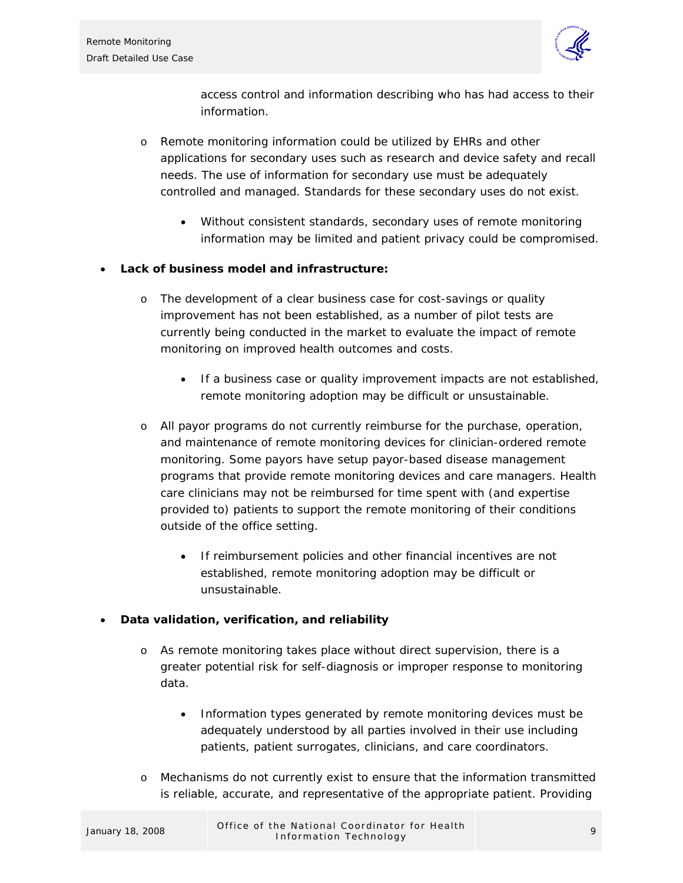access control and information describing who has had access to their information.

- Remote monitoring information could be utilized by EHRs and other applications for secondary uses such as research and device safety and recall needs. The use of information for secondary use must be adequately controlled and managed. Standards for these secondary uses do not exist.
  - Without consistent standards, secondary uses of remote monitoring information may be limited and patient privacy could be compromised.

- **Lack of business model and infrastructure:**
  - The development of a clear business case for cost-savings or quality improvement has not been established, as a number of pilot tests are currently being conducted in the market to evaluate the impact of remote monitoring on improved health outcomes and costs.
    - If a business case or quality improvement impacts are not established, remote monitoring adoption may be difficult or unsustainable.
  - All payor programs do not currently reimburse for the purchase, operation, and maintenance of remote monitoring devices for clinician-ordered remote monitoring. Some payors have setup payor-based disease management programs that provide remote monitoring devices and care managers. Health care clinicians may not be reimbursed for time spent with (and expertise provided to) patients to support the remote monitoring of their conditions outside of the office setting.
    - If reimbursement policies and other financial incentives are not established, remote monitoring adoption may be difficult or unsustainable.

- **Data validation, verification, and reliability**
  - As remote monitoring takes place without direct supervision, there is a greater potential risk for self-diagnosis or improper response to monitoring data.
    - Information types generated by remote monitoring devices must be adequately understood by all parties involved in their use including patients, patient surrogates, clinicians, and care coordinators.
  - Mechanisms do not currently exist to ensure that the information transmitted is reliable, accurate, and representative of the appropriate patient. Providing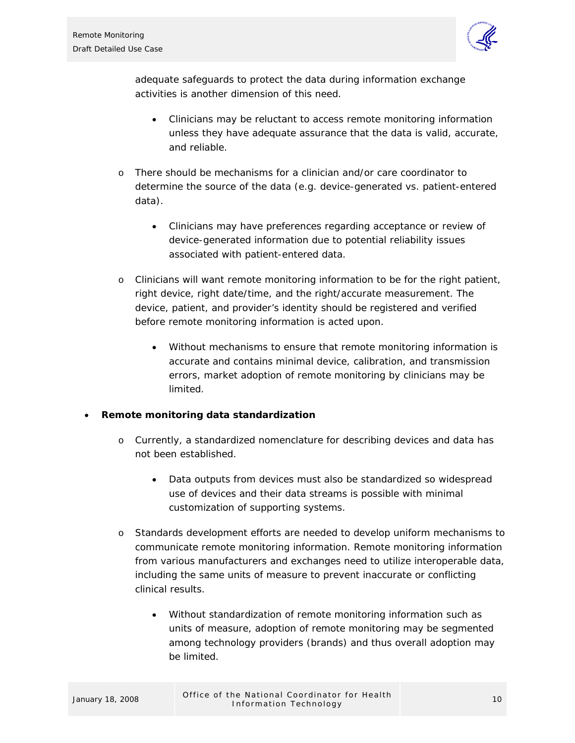adequate safeguards to protect the data during information exchange activities is another dimension of this need.

    - Clinicians may be reluctant to access remote monitoring information unless they have adequate assurance that the data is valid, accurate, and reliable.

  - There should be mechanisms for a clinician and/or care coordinator to determine the source of the data (e.g. device-generated vs. patient-entered data).

    - Clinicians may have preferences regarding acceptance or review of device-generated information due to potential reliability issues associated with patient-entered data.

  - Clinicians will want remote monitoring information to be for the right patient, right device, right date/time, and the right/accurate measurement. The device, patient, and provider's identity should be registered and verified before remote monitoring information is acted upon.

    - Without mechanisms to ensure that remote monitoring information is accurate and contains minimal device, calibration, and transmission errors, market adoption of remote monitoring by clinicians may be limited.

- **Remote monitoring data standardization**

  - Currently, a standardized nomenclature for describing devices and data has not been established.

    - Data outputs from devices must also be standardized so widespread use of devices and their data streams is possible with minimal customization of supporting systems.

  - Standards development efforts are needed to develop uniform mechanisms to communicate remote monitoring information. Remote monitoring information from various manufacturers and exchanges need to utilize interoperable data, including the same units of measure to prevent inaccurate or conflicting clinical results.

    - Without standardization of remote monitoring information such as units of measure, adoption of remote monitoring may be segmented among technology providers (brands) and thus overall adoption may be limited.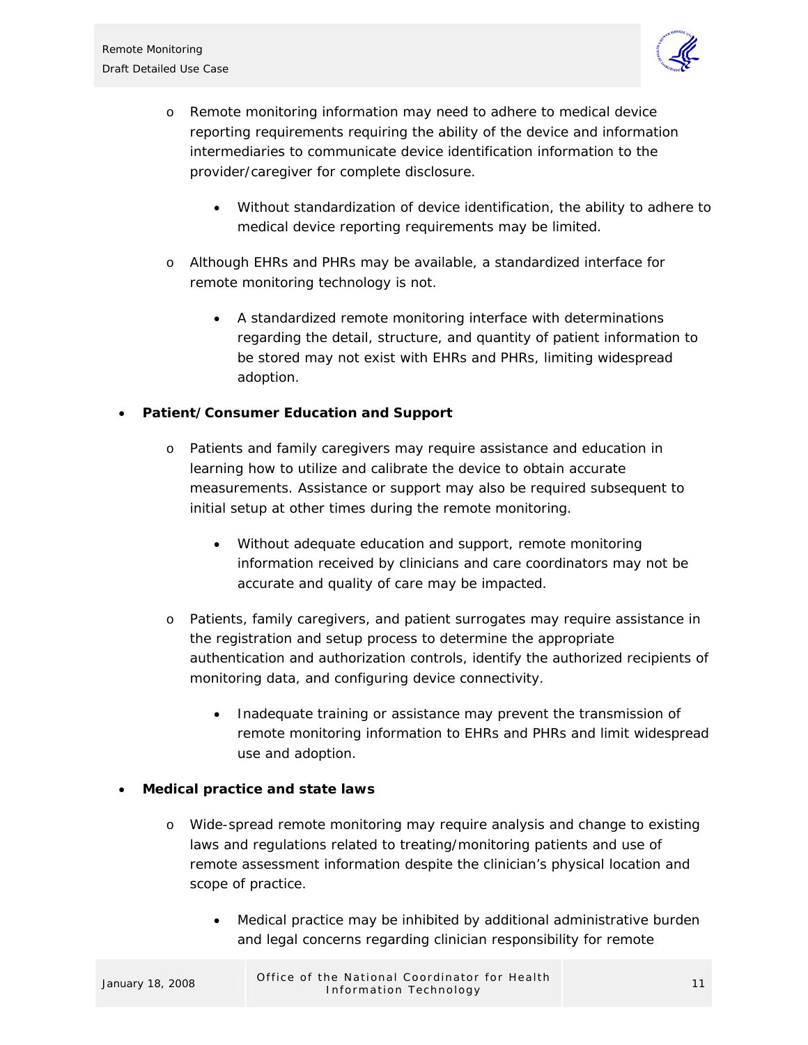- Remote monitoring information may need to adhere to medical device reporting requirements requiring the ability of the device and information intermediaries to communicate device identification information to the provider/caregiver for complete disclosure.
  - Without standardization of device identification, the ability to adhere to medical device reporting requirements may be limited.
- Although EHRs and PHRs may be available, a standardized interface for remote monitoring technology is not.
  - A standardized remote monitoring interface with determinations regarding the detail, structure, and quantity of patient information to be stored may not exist with EHRs and PHRs, limiting widespread adoption.

- **Patient/Consumer Education and Support**
  - Patients and family caregivers may require assistance and education in learning how to utilize and calibrate the device to obtain accurate measurements. Assistance or support may also be required subsequent to initial setup at other times during the remote monitoring.
    - Without adequate education and support, remote monitoring information received by clinicians and care coordinators may not be accurate and quality of care may be impacted.
  - Patients, family caregivers, and patient surrogates may require assistance in the registration and setup process to determine the appropriate authentication and authorization controls, identify the authorized recipients of monitoring data, and configuring device connectivity.
    - Inadequate training or assistance may prevent the transmission of remote monitoring information to EHRs and PHRs and limit widespread use and adoption.

- **Medical practice and state laws**
  - Wide-spread remote monitoring may require analysis and change to existing laws and regulations related to treating/monitoring patients and use of remote assessment information despite the clinician's physical location and scope of practice.
    - Medical practice may be inhibited by additional administrative burden and legal concerns regarding clinician responsibility for remote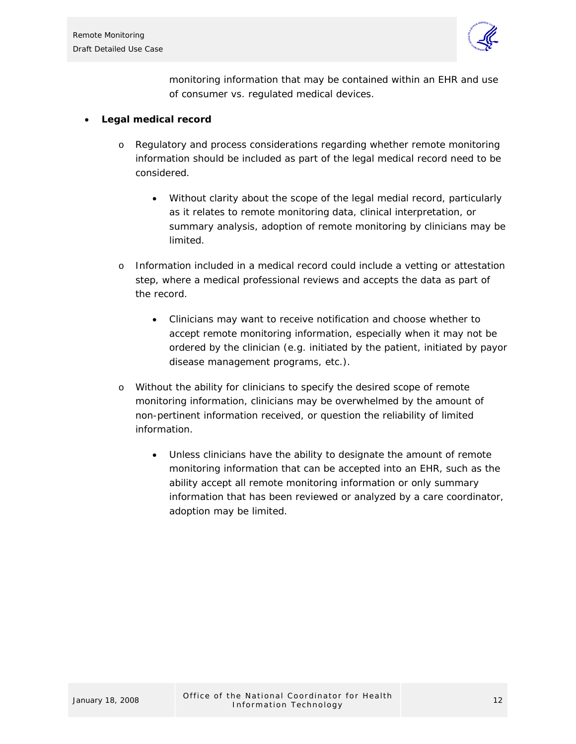monitoring information that may be contained within an EHR and use of consumer vs. regulated medical devices.

- **Legal medical record**
  - Regulatory and process considerations regarding whether remote monitoring information should be included as part of the legal medical record need to be considered.
    - Without clarity about the scope of the legal medial record, particularly as it relates to remote monitoring data, clinical interpretation, or summary analysis, adoption of remote monitoring by clinicians may be limited.
  - Information included in a medical record could include a vetting or attestation step, where a medical professional reviews and accepts the data as part of the record.
    - Clinicians may want to receive notification and choose whether to accept remote monitoring information, especially when it may not be ordered by the clinician (e.g. initiated by the patient, initiated by payor disease management programs, etc.).
  - Without the ability for clinicians to specify the desired scope of remote monitoring information, clinicians may be overwhelmed by the amount of non-pertinent information received, or question the reliability of limited information.
    - Unless clinicians have the ability to designate the amount of remote monitoring information that can be accepted into an EHR, such as the ability accept all remote monitoring information or only summary information that has been reviewed or analyzed by a care coordinator, adoption may be limited.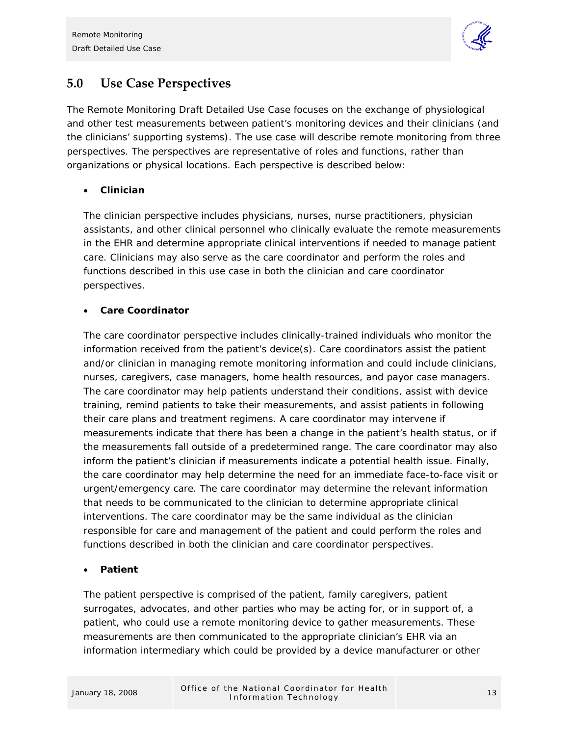## 5.0 Use Case Perspectives

The Remote Monitoring Draft Detailed Use Case focuses on the exchange of physiological and other test measurements between patient's monitoring devices and their clinicians (and the clinicians' supporting systems). The use case will describe remote monitoring from three perspectives. The perspectives are representative of roles and functions, rather than organizations or physical locations. Each perspective is described below:

- **Clinician**

  The clinician perspective includes physicians, nurses, nurse practitioners, physician assistants, and other clinical personnel who clinically evaluate the remote measurements in the EHR and determine appropriate clinical interventions if needed to manage patient care. Clinicians may also serve as the care coordinator and perform the roles and functions described in this use case in both the clinician and care coordinator perspectives.

- **Care Coordinator**

  The care coordinator perspective includes clinically-trained individuals who monitor the information received from the patient's device(s). Care coordinators assist the patient and/or clinician in managing remote monitoring information and could include clinicians, nurses, caregivers, case managers, home health resources, and payor case managers. The care coordinator may help patients understand their conditions, assist with device training, remind patients to take their measurements, and assist patients in following their care plans and treatment regimens. A care coordinator may intervene if measurements indicate that there has been a change in the patient's health status, or if the measurements fall outside of a predetermined range. The care coordinator may also inform the patient's clinician if measurements indicate a potential health issue. Finally, the care coordinator may help determine the need for an immediate face-to-face visit or urgent/emergency care. The care coordinator may determine the relevant information that needs to be communicated to the clinician to determine appropriate clinical interventions. The care coordinator may be the same individual as the clinician responsible for care and management of the patient and could perform the roles and functions described in both the clinician and care coordinator perspectives.

- **Patient**

  The patient perspective is comprised of the patient, family caregivers, patient surrogates, advocates, and other parties who may be acting for, or in support of, a patient, who could use a remote monitoring device to gather measurements. These measurements are then communicated to the appropriate clinician's EHR via an information intermediary which could be provided by a device manufacturer or other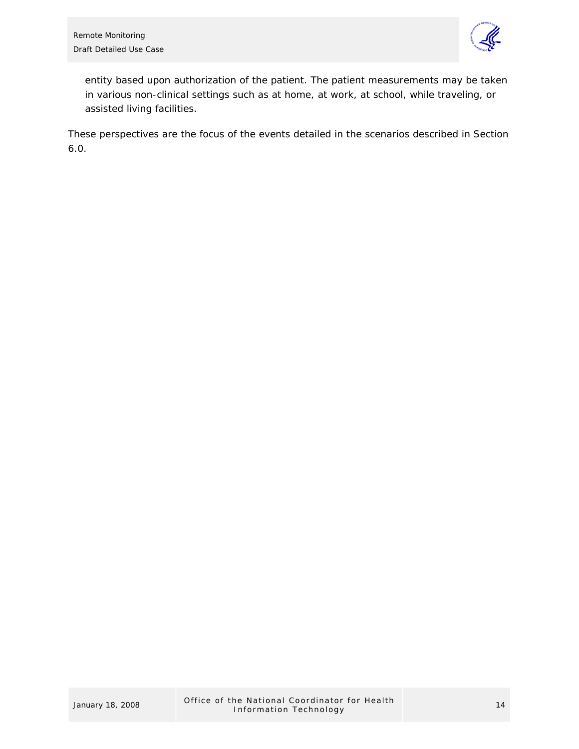entity based upon authorization of the patient. The patient measurements may be taken in various non-clinical settings such as at home, at work, at school, while traveling, or assisted living facilities.

These perspectives are the focus of the events detailed in the scenarios described in Section 6.0.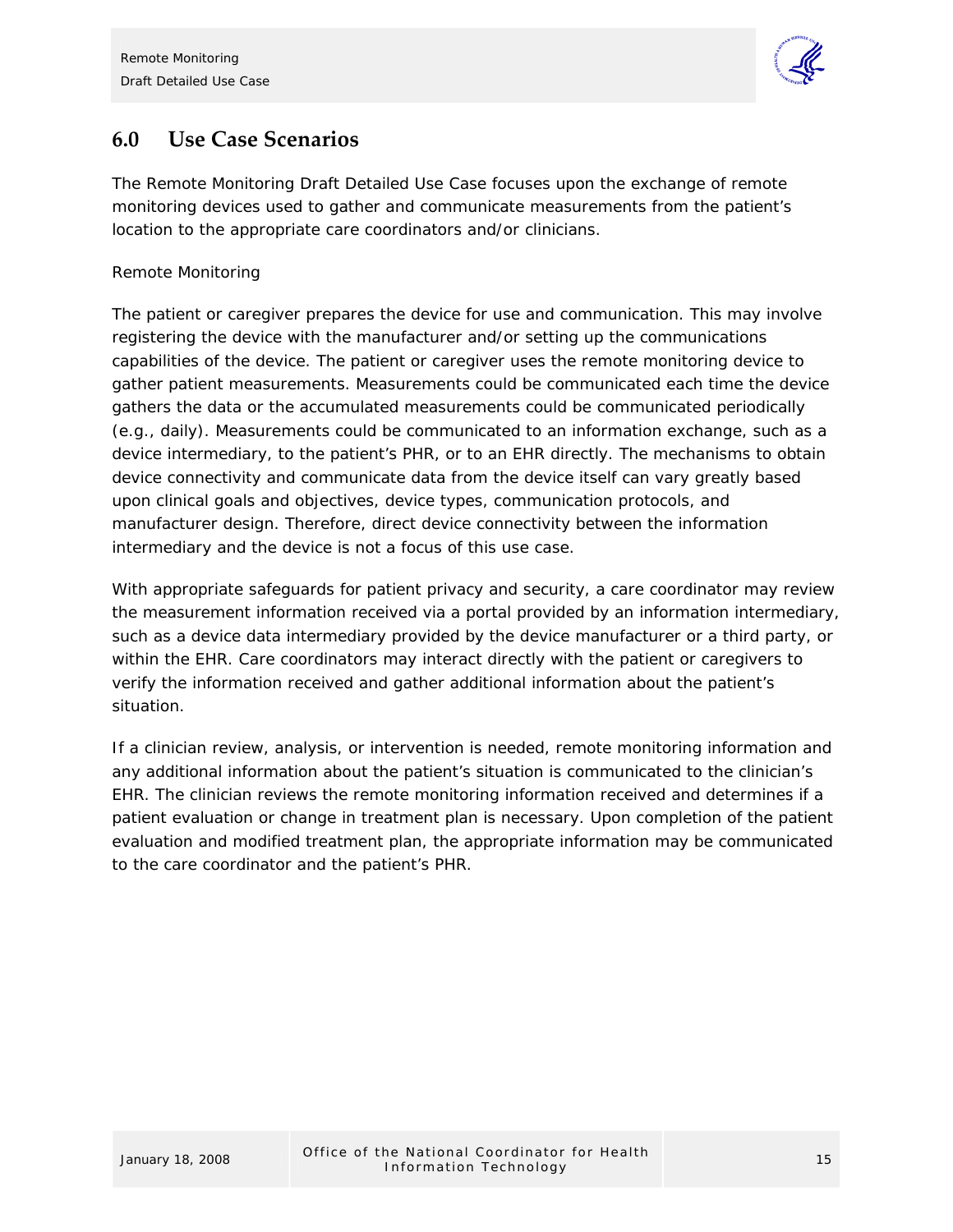## 6.0 Use Case Scenarios

The Remote Monitoring Draft Detailed Use Case focuses upon the exchange of remote monitoring devices used to gather and communicate measurements from the patient's location to the appropriate care coordinators and/or clinicians.

Remote Monitoring

The patient or caregiver prepares the device for use and communication. This may involve registering the device with the manufacturer and/or setting up the communications capabilities of the device. The patient or caregiver uses the remote monitoring device to gather patient measurements. Measurements could be communicated each time the device gathers the data or the accumulated measurements could be communicated periodically (e.g., daily). Measurements could be communicated to an information exchange, such as a device intermediary, to the patient's PHR, or to an EHR directly. The mechanisms to obtain device connectivity and communicate data from the device itself can vary greatly based upon clinical goals and objectives, device types, communication protocols, and manufacturer design. Therefore, direct device connectivity between the information intermediary and the device is not a focus of this use case.

With appropriate safeguards for patient privacy and security, a care coordinator may review the measurement information received via a portal provided by an information intermediary, such as a device data intermediary provided by the device manufacturer or a third party, or within the EHR. Care coordinators may interact directly with the patient or caregivers to verify the information received and gather additional information about the patient's situation.

If a clinician review, analysis, or intervention is needed, remote monitoring information and any additional information about the patient's situation is communicated to the clinician's EHR. The clinician reviews the remote monitoring information received and determines if a patient evaluation or change in treatment plan is necessary. Upon completion of the patient evaluation and modified treatment plan, the appropriate information may be communicated to the care coordinator and the patient's PHR.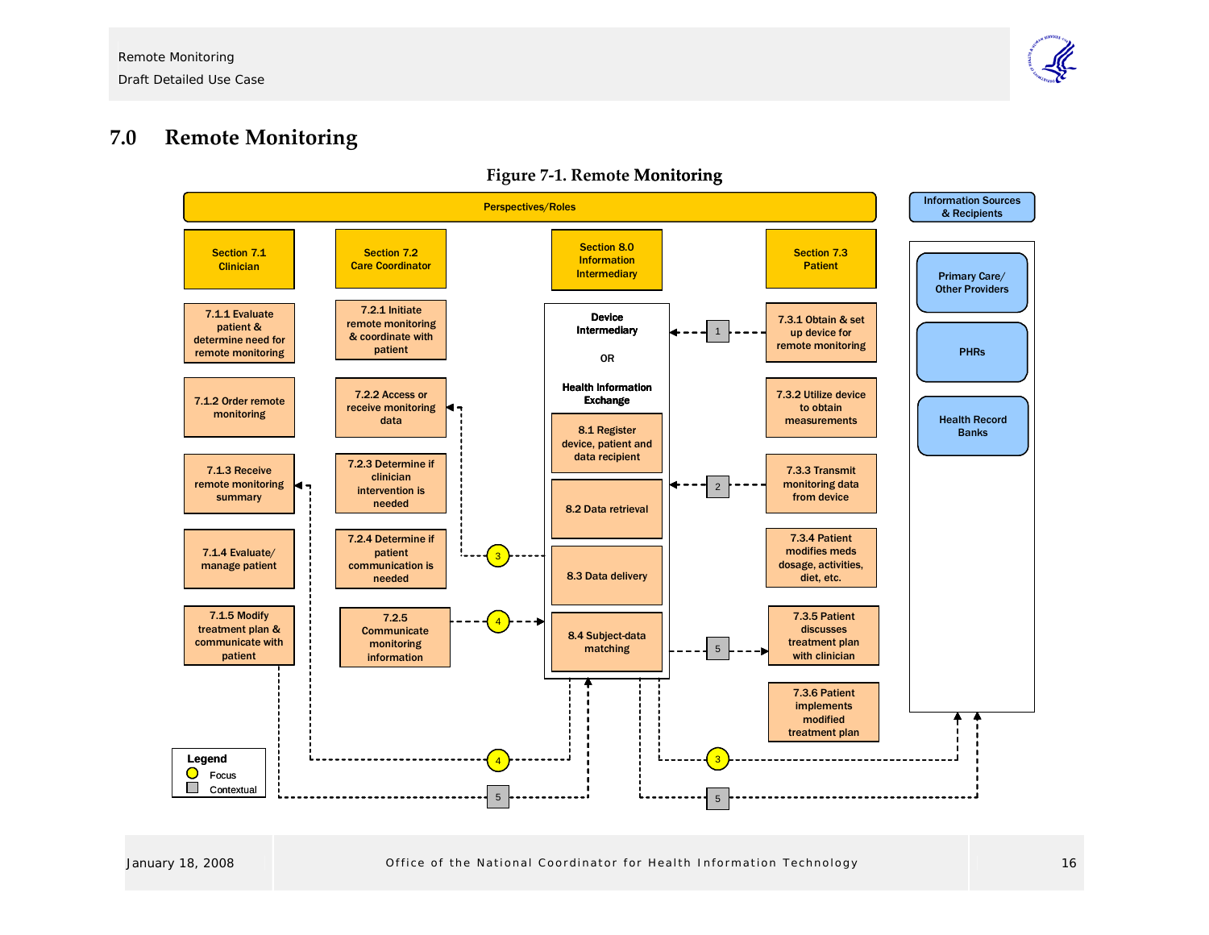# 7.0 Remote Monitoring

**Figure 7-1. Remote Monitoring**

**Perspectives/Roles**

| Section 7.1 Clinician | Section 7.2 Care Coordinator | Section 8.0 Information Intermediary | Section 7.3 Patient |
|---|---|---|---|
| 7.1.1 Evaluate patient & determine need for remote monitoring | 7.2.1 Initiate remote monitoring & coordinate with patient | Device Intermediary OR Health Information Exchange | 7.3.1 Obtain & set up device for remote monitoring |
| 7.1.2 Order remote monitoring | 7.2.2 Access or receive monitoring data | 8.1 Register device, patient and data recipient | 7.3.2 Utilize device to obtain measurements |
| 7.1.3 Receive remote monitoring summary | 7.2.3 Determine if clinician intervention is needed | 8.2 Data retrieval | 7.3.3 Transmit monitoring data from device |
| 7.1.4 Evaluate/ manage patient | 7.2.4 Determine if patient communication is needed | 8.3 Data delivery | 7.3.4 Patient modifies meds dosage, activities, diet, etc. |
| 7.1.5 Modify treatment plan & communicate with patient | 7.2.5 Communicate monitoring information | 8.4 Subject-data matching | 7.3.5 Patient discusses treatment plan with clinician |
| | | | 7.3.6 Patient implements modified treatment plan |

**Information Sources & Recipients**

- Primary Care/ Other Providers
- PHRs
- Health Record Banks

**Legend**

- Focus
- Contextual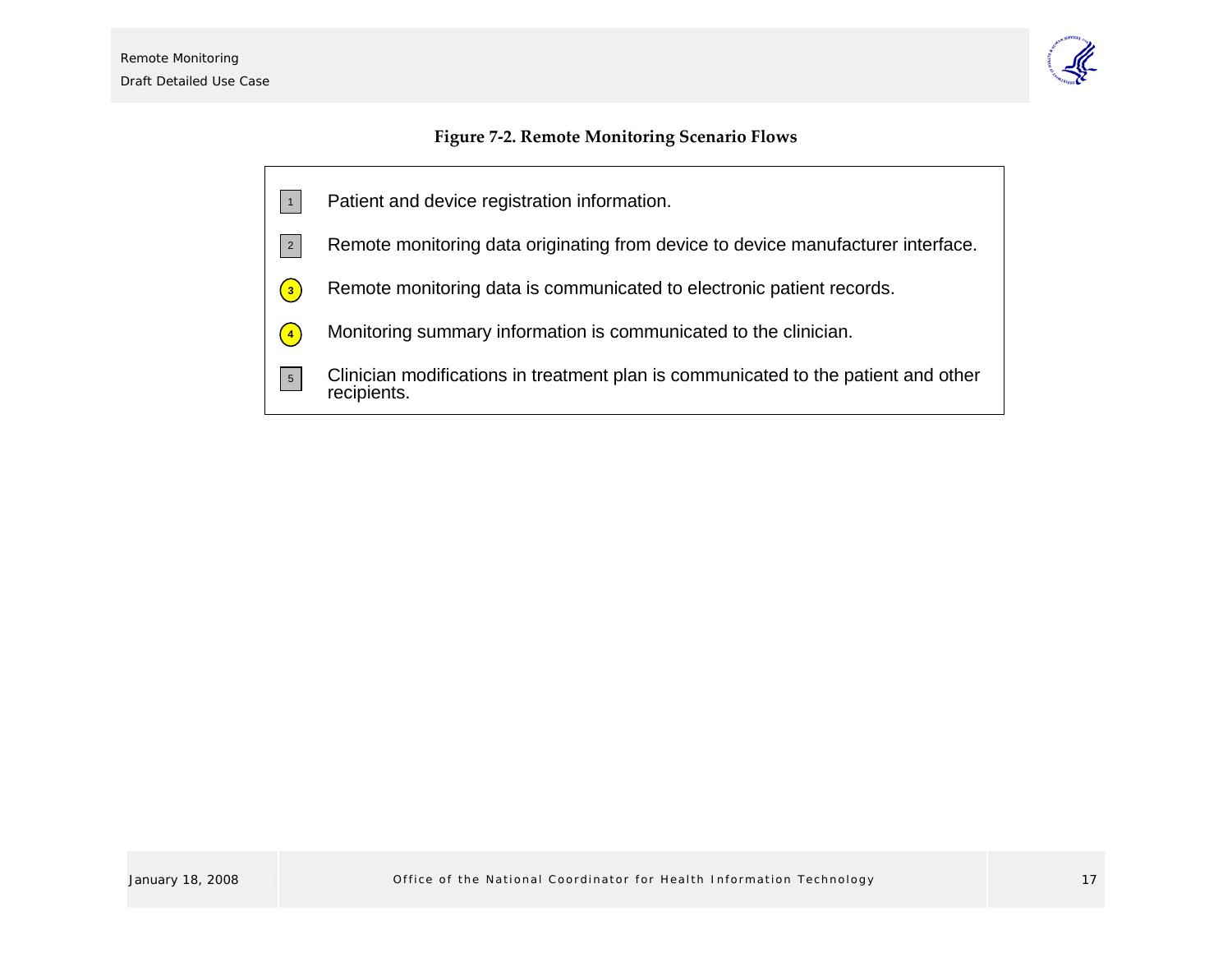**Figure 7-2. Remote Monitoring Scenario Flows**

1. Patient and device registration information.
2. Remote monitoring data originating from device to device manufacturer interface.
3. Remote monitoring data is communicated to electronic patient records.
4. Monitoring summary information is communicated to the clinician.
5. Clinician modifications in treatment plan is communicated to the patient and other recipients.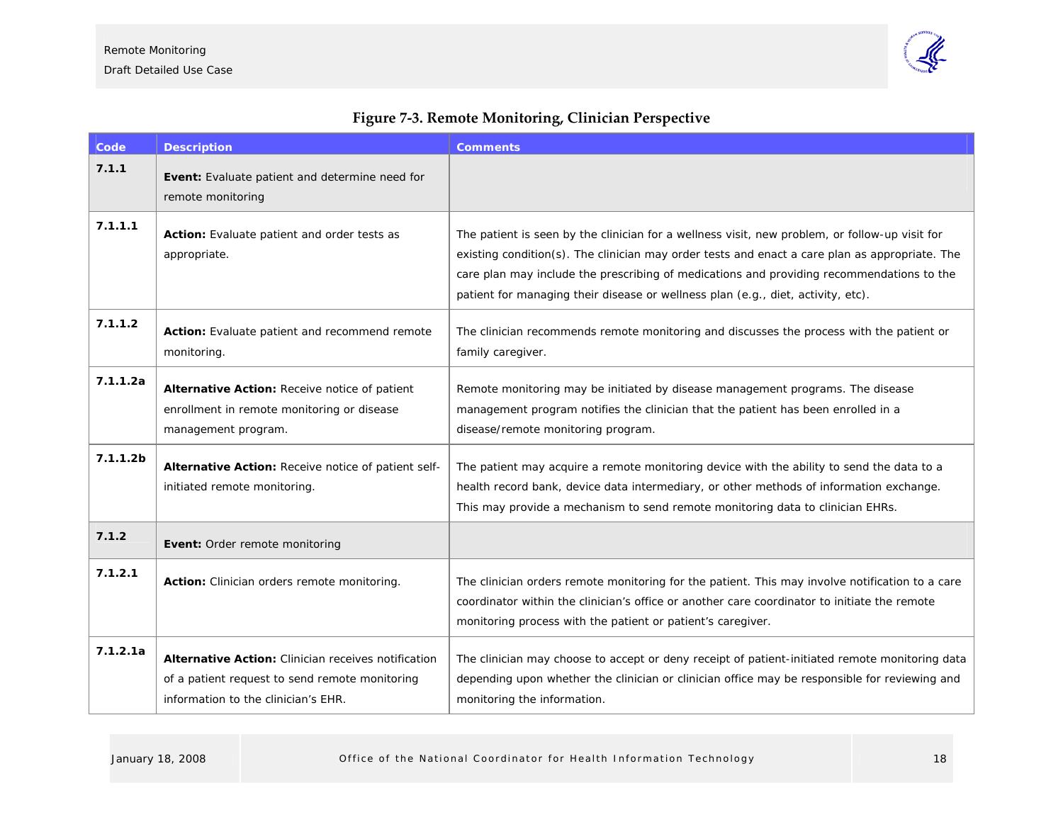**Figure 7-3. Remote Monitoring, Clinician Perspective**

| Code | Description | Comments |
|---|---|---|
| 7.1.1 | **Event:** Evaluate patient and determine need for remote monitoring | |
| 7.1.1.1 | **Action:** Evaluate patient and order tests as appropriate. | The patient is seen by the clinician for a wellness visit, new problem, or follow-up visit for existing condition(s). The clinician may order tests and enact a care plan as appropriate. The care plan may include the prescribing of medications and providing recommendations to the patient for managing their disease or wellness plan (e.g., diet, activity, etc). |
| 7.1.1.2 | **Action:** Evaluate patient and recommend remote monitoring. | The clinician recommends remote monitoring and discusses the process with the patient or family caregiver. |
| 7.1.1.2a | **Alternative Action:** Receive notice of patient enrollment in remote monitoring or disease management program. | Remote monitoring may be initiated by disease management programs. The disease management program notifies the clinician that the patient has been enrolled in a disease/remote monitoring program. |
| 7.1.1.2b | **Alternative Action:** Receive notice of patient self-initiated remote monitoring. | The patient may acquire a remote monitoring device with the ability to send the data to a health record bank, device data intermediary, or other methods of information exchange. This may provide a mechanism to send remote monitoring data to clinician EHRs. |
| 7.1.2 | **Event:** Order remote monitoring | |
| 7.1.2.1 | **Action:** Clinician orders remote monitoring. | The clinician orders remote monitoring for the patient. This may involve notification to a care coordinator within the clinician's office or another care coordinator to initiate the remote monitoring process with the patient or patient's caregiver. |
| 7.1.2.1a | **Alternative Action:** Clinician receives notification of a patient request to send remote monitoring information to the clinician's EHR. | The clinician may choose to accept or deny receipt of patient-initiated remote monitoring data depending upon whether the clinician or clinician office may be responsible for reviewing and monitoring the information. |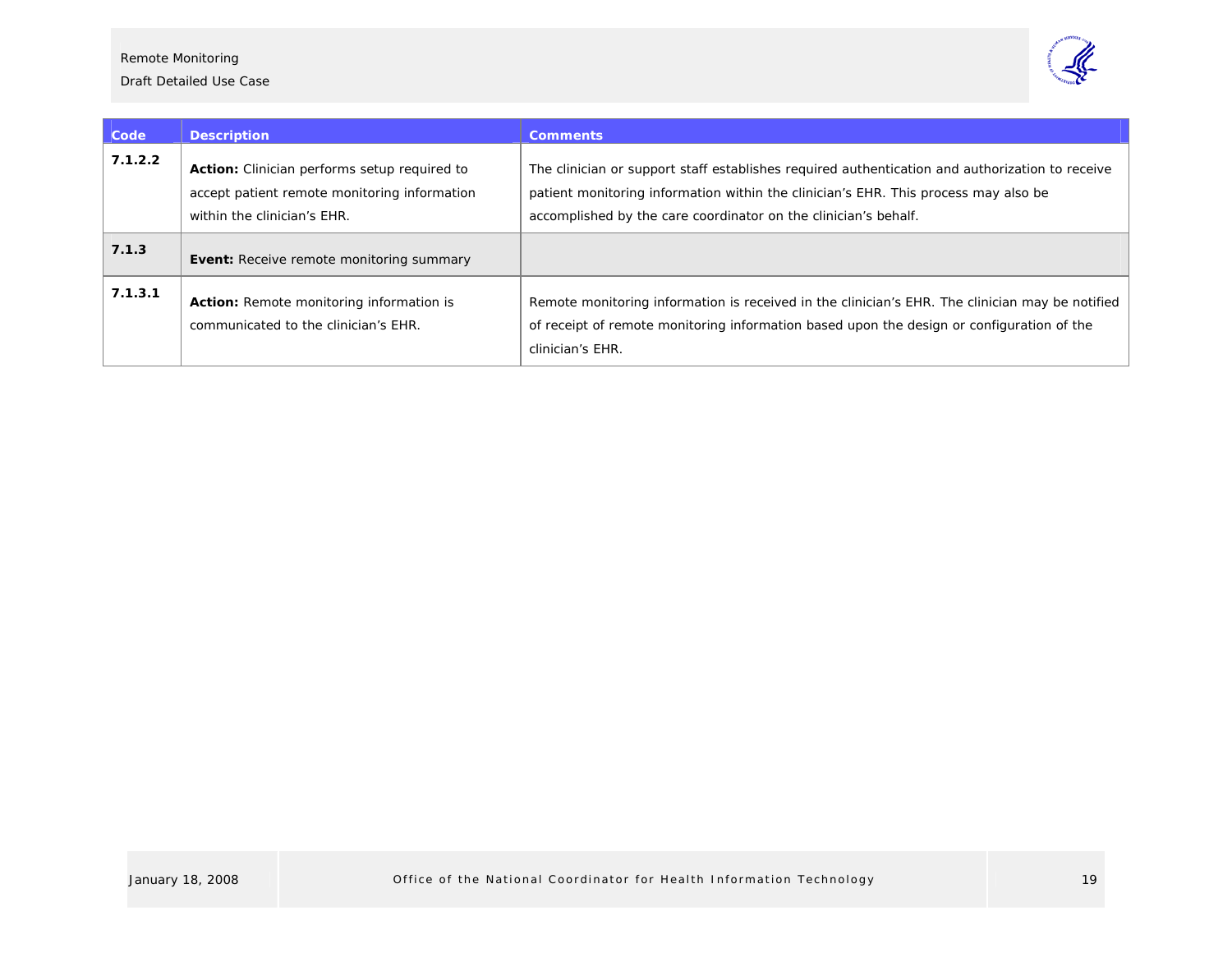| Code | Description | Comments |
| --- | --- | --- |
| 7.1.2.2 | **Action:** Clinician performs setup required to accept patient remote monitoring information within the clinician's EHR. | The clinician or support staff establishes required authentication and authorization to receive patient monitoring information within the clinician's EHR. This process may also be accomplished by the care coordinator on the clinician's behalf. |
| 7.1.3 | **Event:** Receive remote monitoring summary | |
| 7.1.3.1 | **Action:** Remote monitoring information is communicated to the clinician's EHR. | Remote monitoring information is received in the clinician's EHR. The clinician may be notified of receipt of remote monitoring information based upon the design or configuration of the clinician's EHR. |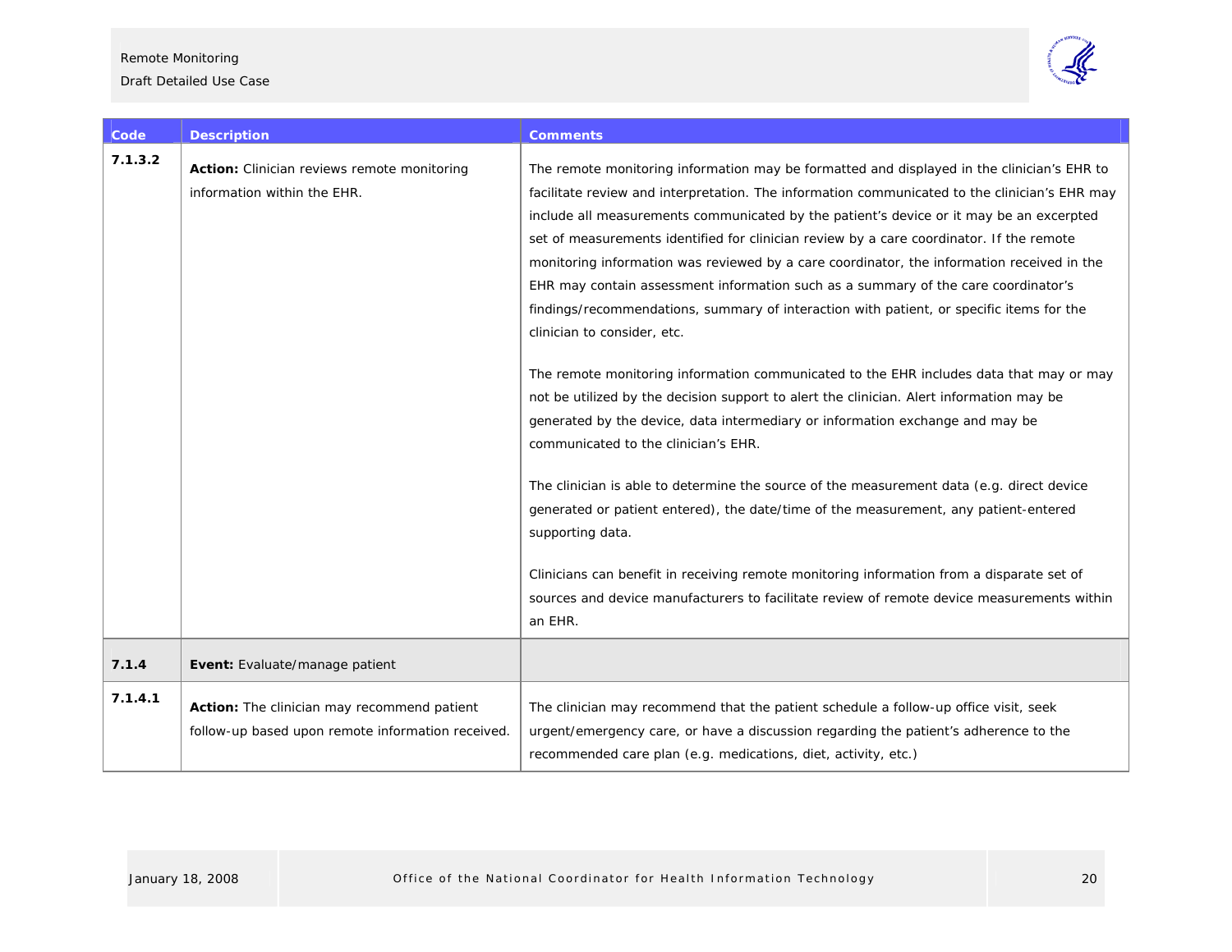| Code | Description | Comments |
|---|---|---|
| 7.1.3.2 | **Action:** Clinician reviews remote monitoring information within the EHR. | The remote monitoring information may be formatted and displayed in the clinician's EHR to facilitate review and interpretation. The information communicated to the clinician's EHR may include all measurements communicated by the patient's device or it may be an excerpted set of measurements identified for clinician review by a care coordinator. If the remote monitoring information was reviewed by a care coordinator, the information received in the EHR may contain assessment information such as a summary of the care coordinator's findings/recommendations, summary of interaction with patient, or specific items for the clinician to consider, etc.<br><br>The remote monitoring information communicated to the EHR includes data that may or may not be utilized by the decision support to alert the clinician. Alert information may be generated by the device, data intermediary or information exchange and may be communicated to the clinician's EHR.<br><br>The clinician is able to determine the source of the measurement data (e.g. direct device generated or patient entered), the date/time of the measurement, any patient-entered supporting data.<br><br>Clinicians can benefit in receiving remote monitoring information from a disparate set of sources and device manufacturers to facilitate review of remote device measurements within an EHR. |
| 7.1.4 | **Event:** Evaluate/manage patient | |
| 7.1.4.1 | **Action:** The clinician may recommend patient follow-up based upon remote information received. | The clinician may recommend that the patient schedule a follow-up office visit, seek urgent/emergency care, or have a discussion regarding the patient's adherence to the recommended care plan (e.g. medications, diet, activity, etc.) |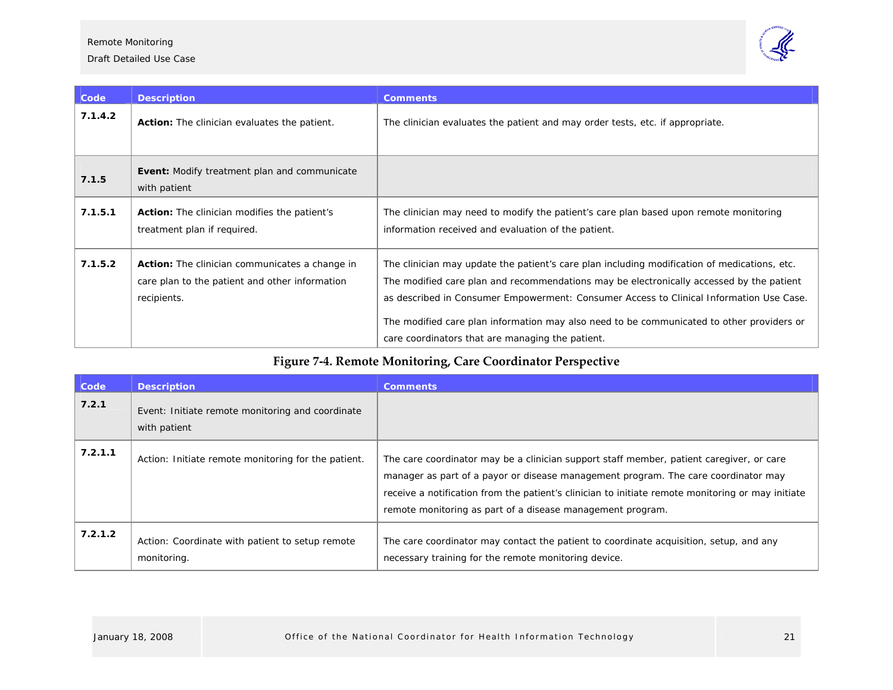| Code | Description | Comments |
|---|---|---|
| **7.1.4.2** | **Action:** The clinician evaluates the patient. | The clinician evaluates the patient and may order tests, etc. if appropriate. |
| **7.1.5** | **Event:** Modify treatment plan and communicate with patient | |
| **7.1.5.1** | **Action:** The clinician modifies the patient's treatment plan if required. | The clinician may need to modify the patient's care plan based upon remote monitoring information received and evaluation of the patient. |
| **7.1.5.2** | **Action:** The clinician communicates a change in care plan to the patient and other information recipients. | The clinician may update the patient's care plan including modification of medications, etc. The modified care plan and recommendations may be electronically accessed by the patient as described in Consumer Empowerment: Consumer Access to Clinical Information Use Case.<br><br>The modified care plan information may also need to be communicated to other providers or care coordinators that are managing the patient. |

**Figure 7-4. Remote Monitoring, Care Coordinator Perspective**

| Code | Description | Comments |
|---|---|---|
| **7.2.1** | Event: Initiate remote monitoring and coordinate with patient | |
| **7.2.1.1** | Action: Initiate remote monitoring for the patient. | The care coordinator may be a clinician support staff member, patient caregiver, or care manager as part of a payor or disease management program. The care coordinator may receive a notification from the patient's clinician to initiate remote monitoring or may initiate remote monitoring as part of a disease management program. |
| **7.2.1.2** | Action: Coordinate with patient to setup remote monitoring. | The care coordinator may contact the patient to coordinate acquisition, setup, and any necessary training for the remote monitoring device. |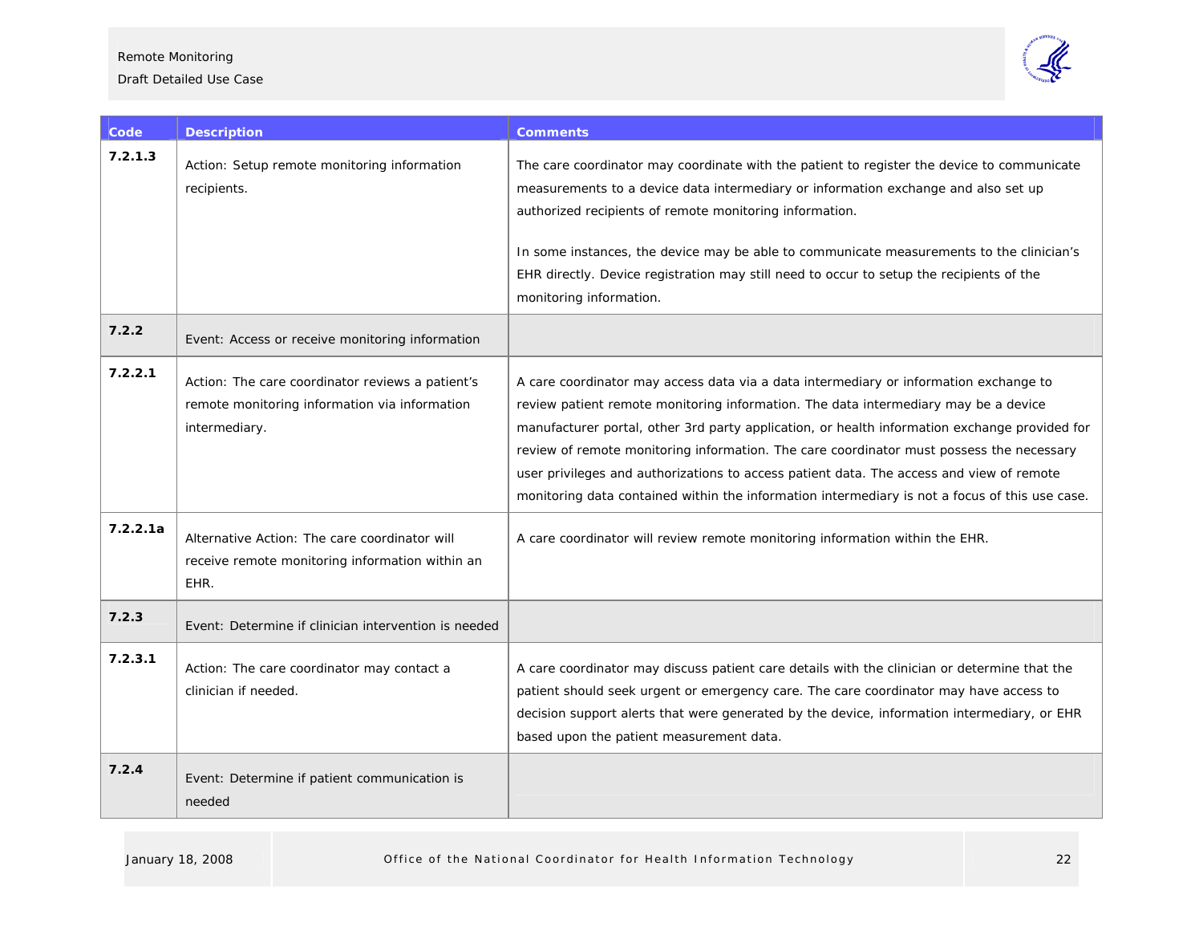| Code | Description | Comments |
| --- | --- | --- |
| **7.2.1.3** | Action: Setup remote monitoring information recipients. | The care coordinator may coordinate with the patient to register the device to communicate measurements to a device data intermediary or information exchange and also set up authorized recipients of remote monitoring information.<br><br>In some instances, the device may be able to communicate measurements to the clinician's EHR directly. Device registration may still need to occur to setup the recipients of the monitoring information. |
| **7.2.2** | Event: Access or receive monitoring information | |
| **7.2.2.1** | Action: The care coordinator reviews a patient's remote monitoring information via information intermediary. | A care coordinator may access data via a data intermediary or information exchange to review patient remote monitoring information. The data intermediary may be a device manufacturer portal, other 3rd party application, or health information exchange provided for review of remote monitoring information. The care coordinator must possess the necessary user privileges and authorizations to access patient data. The access and view of remote monitoring data contained within the information intermediary is not a focus of this use case. |
| **7.2.2.1a** | Alternative Action: The care coordinator will receive remote monitoring information within an EHR. | A care coordinator will review remote monitoring information within the EHR. |
| **7.2.3** | Event: Determine if clinician intervention is needed | |
| **7.2.3.1** | Action: The care coordinator may contact a clinician if needed. | A care coordinator may discuss patient care details with the clinician or determine that the patient should seek urgent or emergency care. The care coordinator may have access to decision support alerts that were generated by the device, information intermediary, or EHR based upon the patient measurement data. |
| **7.2.4** | Event: Determine if patient communication is needed | |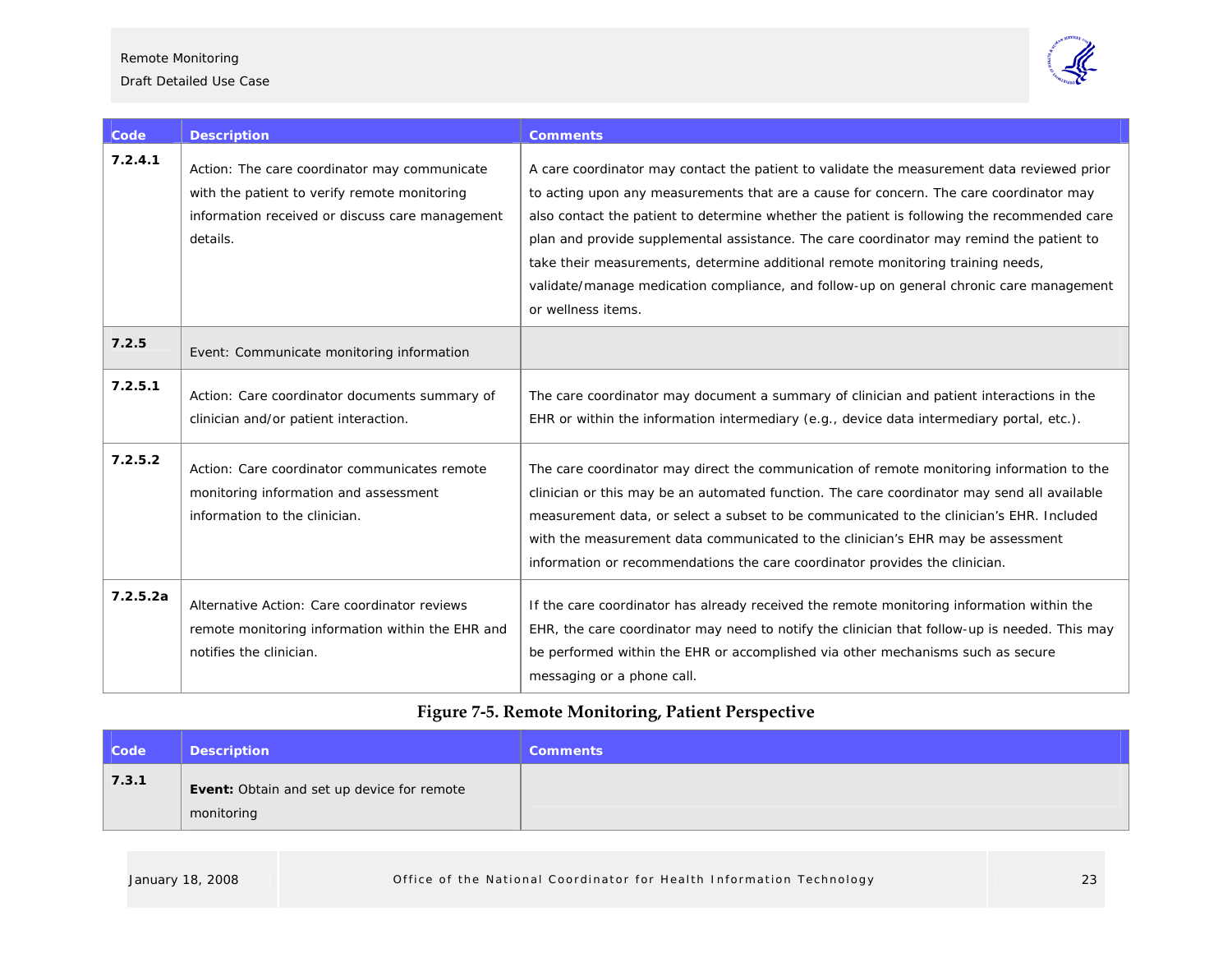| Code | Description | Comments |
|---|---|---|
| **7.2.4.1** | Action: The care coordinator may communicate with the patient to verify remote monitoring information received or discuss care management details. | A care coordinator may contact the patient to validate the measurement data reviewed prior to acting upon any measurements that are a cause for concern. The care coordinator may also contact the patient to determine whether the patient is following the recommended care plan and provide supplemental assistance. The care coordinator may remind the patient to take their measurements, determine additional remote monitoring training needs, validate/manage medication compliance, and follow-up on general chronic care management or wellness items. |
| **7.2.5** | Event: Communicate monitoring information | |
| **7.2.5.1** | Action: Care coordinator documents summary of clinician and/or patient interaction. | The care coordinator may document a summary of clinician and patient interactions in the EHR or within the information intermediary (e.g., device data intermediary portal, etc.). |
| **7.2.5.2** | Action: Care coordinator communicates remote monitoring information and assessment information to the clinician. | The care coordinator may direct the communication of remote monitoring information to the clinician or this may be an automated function. The care coordinator may send all available measurement data, or select a subset to be communicated to the clinician's EHR. Included with the measurement data communicated to the clinician's EHR may be assessment information or recommendations the care coordinator provides the clinician. |
| **7.2.5.2a** | Alternative Action: Care coordinator reviews remote monitoring information within the EHR and notifies the clinician. | If the care coordinator has already received the remote monitoring information within the EHR, the care coordinator may need to notify the clinician that follow-up is needed. This may be performed within the EHR or accomplished via other mechanisms such as secure messaging or a phone call. |

**Figure 7-5. Remote Monitoring, Patient Perspective**

| Code | Description | Comments |
|---|---|---|
| **7.3.1** | **Event:** Obtain and set up device for remote monitoring | |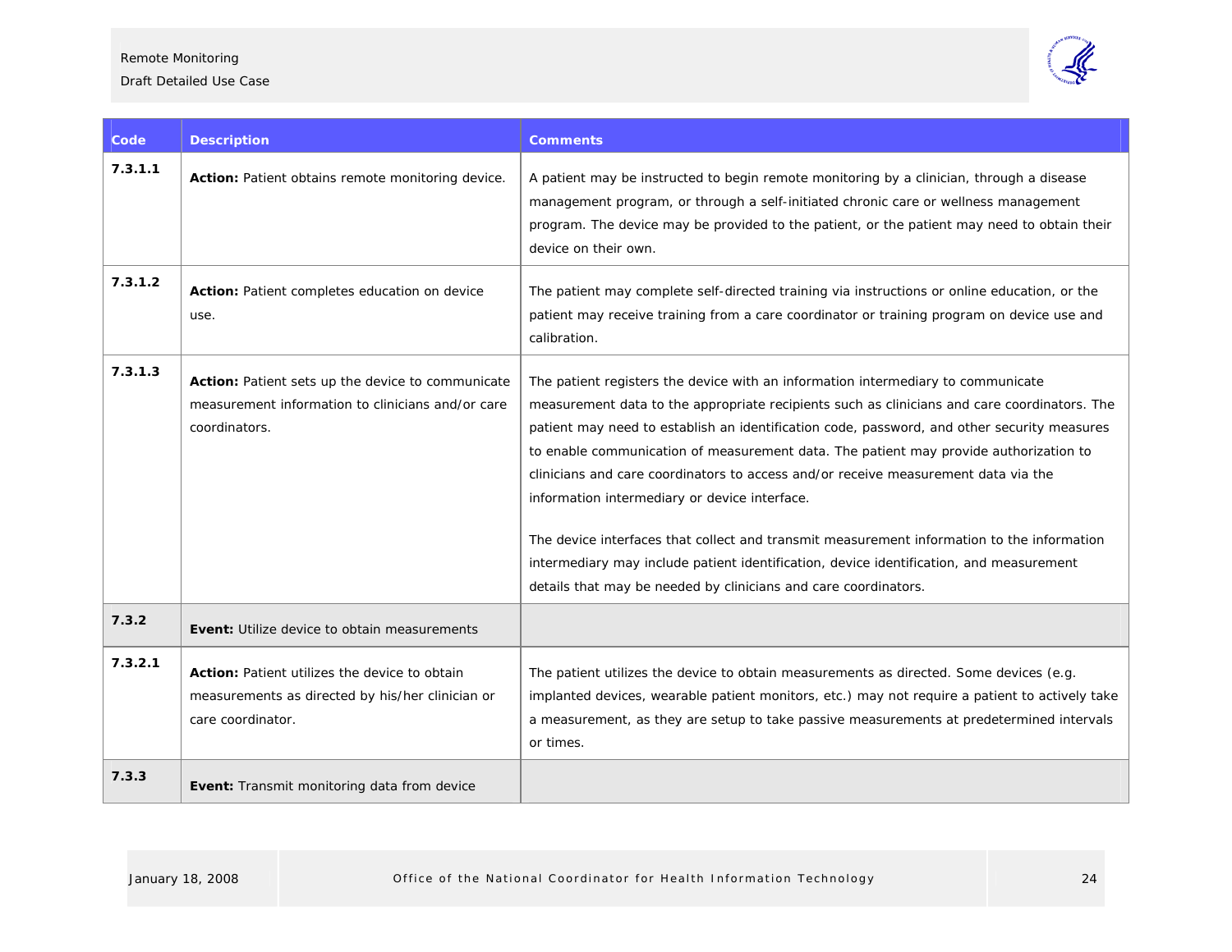| Code | Description | Comments |
| --- | --- | --- |
| 7.3.1.1 | **Action:** Patient obtains remote monitoring device. | A patient may be instructed to begin remote monitoring by a clinician, through a disease management program, or through a self-initiated chronic care or wellness management program. The device may be provided to the patient, or the patient may need to obtain their device on their own. |
| 7.3.1.2 | **Action:** Patient completes education on device use. | The patient may complete self-directed training via instructions or online education, or the patient may receive training from a care coordinator or training program on device use and calibration. |
| 7.3.1.3 | **Action:** Patient sets up the device to communicate measurement information to clinicians and/or care coordinators. | The patient registers the device with an information intermediary to communicate measurement data to the appropriate recipients such as clinicians and care coordinators. The patient may need to establish an identification code, password, and other security measures to enable communication of measurement data. The patient may provide authorization to clinicians and care coordinators to access and/or receive measurement data via the information intermediary or device interface.<br><br>The device interfaces that collect and transmit measurement information to the information intermediary may include patient identification, device identification, and measurement details that may be needed by clinicians and care coordinators. |
| 7.3.2 | **Event:** Utilize device to obtain measurements | |
| 7.3.2.1 | **Action:** Patient utilizes the device to obtain measurements as directed by his/her clinician or care coordinator. | The patient utilizes the device to obtain measurements as directed. Some devices (e.g. implanted devices, wearable patient monitors, etc.) may not require a patient to actively take a measurement, as they are setup to take passive measurements at predetermined intervals or times. |
| 7.3.3 | **Event:** Transmit monitoring data from device | |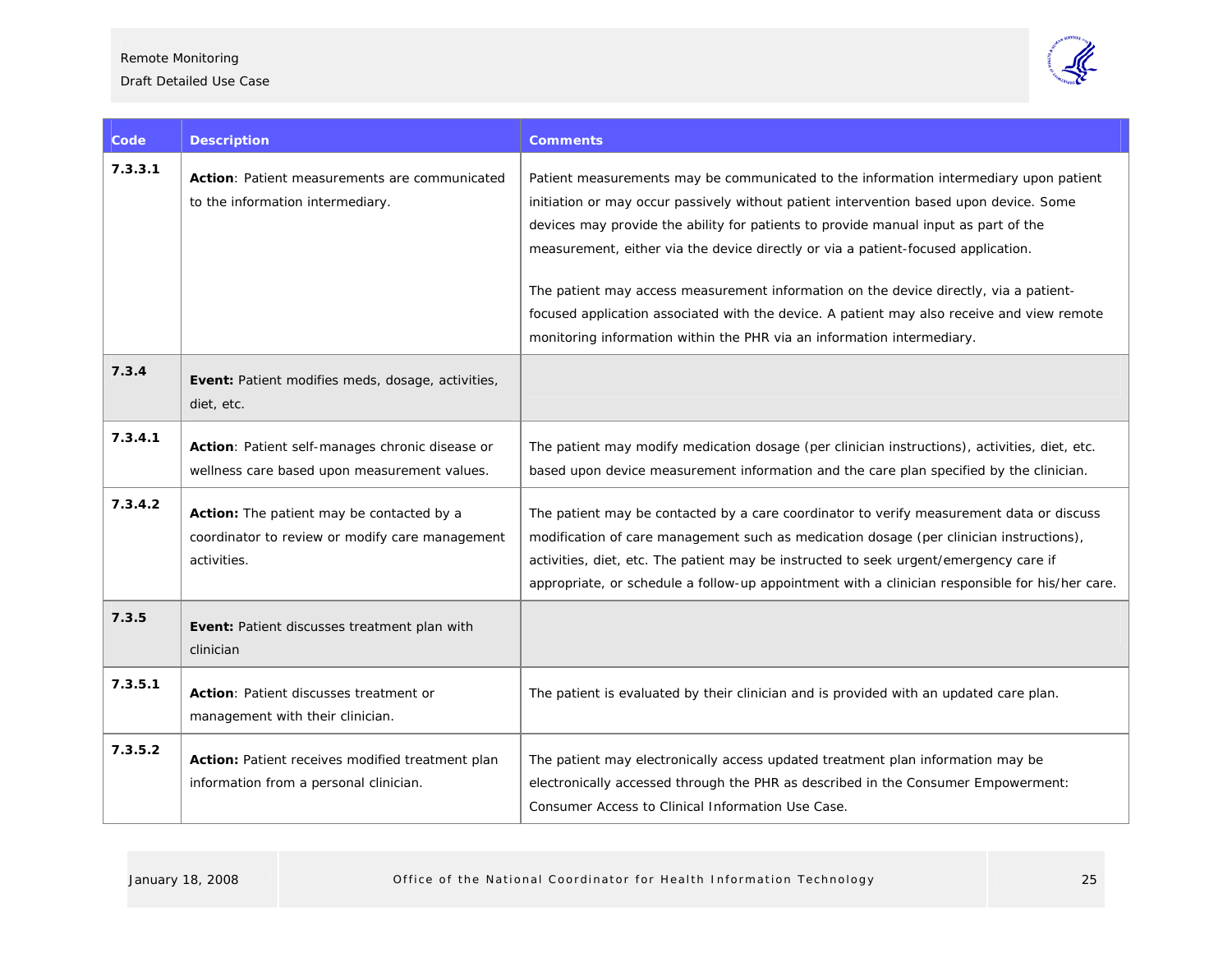| Code | Description | Comments |
|---|---|---|
| 7.3.3.1 | **Action**: Patient measurements are communicated to the information intermediary. | Patient measurements may be communicated to the information intermediary upon patient initiation or may occur passively without patient intervention based upon device. Some devices may provide the ability for patients to provide manual input as part of the measurement, either via the device directly or via a patient-focused application.<br><br>The patient may access measurement information on the device directly, via a patient-focused application associated with the device. A patient may also receive and view remote monitoring information within the PHR via an information intermediary. |
| 7.3.4 | **Event:** Patient modifies meds, dosage, activities, diet, etc. | |
| 7.3.4.1 | **Action**: Patient self-manages chronic disease or wellness care based upon measurement values. | The patient may modify medication dosage (per clinician instructions), activities, diet, etc. based upon device measurement information and the care plan specified by the clinician. |
| 7.3.4.2 | **Action:** The patient may be contacted by a coordinator to review or modify care management activities. | The patient may be contacted by a care coordinator to verify measurement data or discuss modification of care management such as medication dosage (per clinician instructions), activities, diet, etc. The patient may be instructed to seek urgent/emergency care if appropriate, or schedule a follow-up appointment with a clinician responsible for his/her care. |
| 7.3.5 | **Event:** Patient discusses treatment plan with clinician | |
| 7.3.5.1 | **Action**: Patient discusses treatment or management with their clinician. | The patient is evaluated by their clinician and is provided with an updated care plan. |
| 7.3.5.2 | **Action:** Patient receives modified treatment plan information from a personal clinician. | The patient may electronically access updated treatment plan information may be electronically accessed through the PHR as described in the Consumer Empowerment: Consumer Access to Clinical Information Use Case. |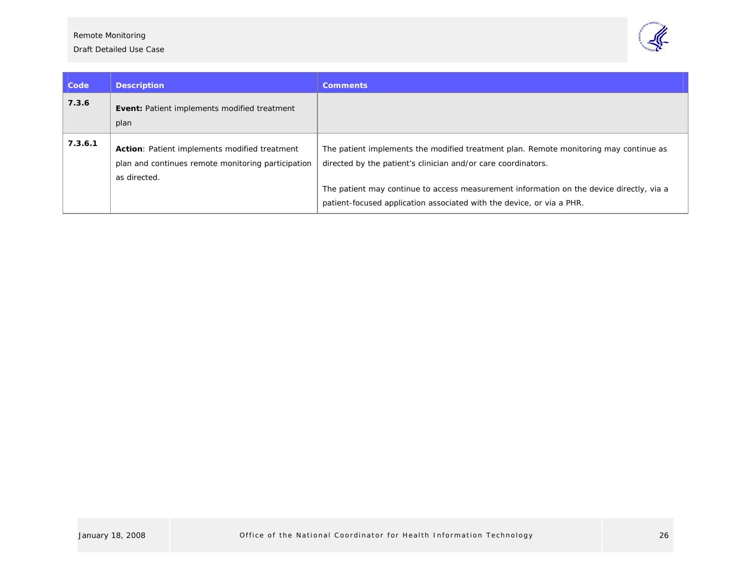| Code | Description | Comments |
|---|---|---|
| **7.3.6** | **Event:** Patient implements modified treatment plan | |
| **7.3.6.1** | **Action**: Patient implements modified treatment plan and continues remote monitoring participation as directed. | The patient implements the modified treatment plan. Remote monitoring may continue as directed by the patient's clinician and/or care coordinators.<br><br>The patient may continue to access measurement information on the device directly, via a patient-focused application associated with the device, or via a PHR. |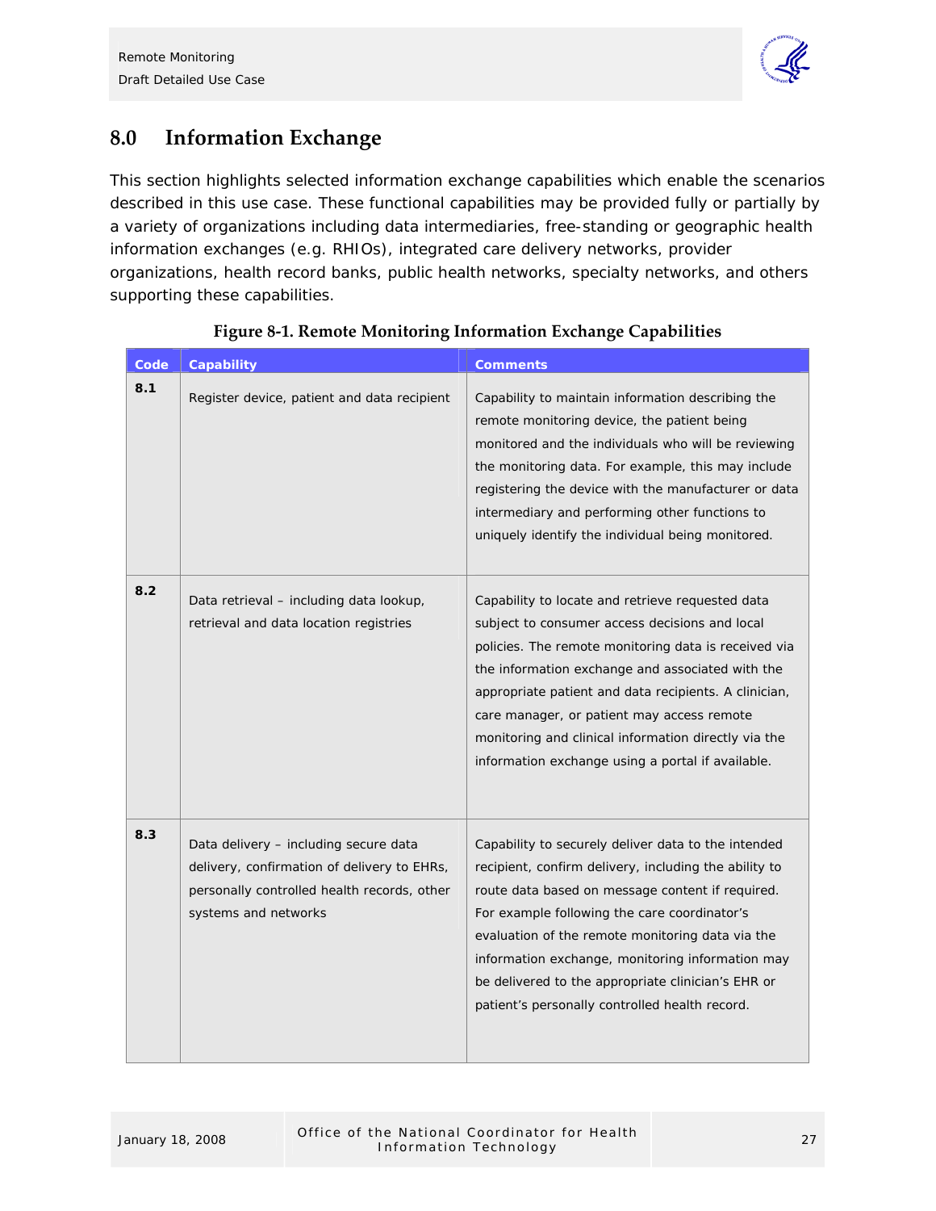## 8.0 Information Exchange

This section highlights selected information exchange capabilities which enable the scenarios described in this use case. These functional capabilities may be provided fully or partially by a variety of organizations including data intermediaries, free-standing or geographic health information exchanges (e.g. RHIOs), integrated care delivery networks, provider organizations, health record banks, public health networks, specialty networks, and others supporting these capabilities.

**Figure 8-1. Remote Monitoring Information Exchange Capabilities**

| Code | Capability | Comments |
|---|---|---|
| 8.1 | Register device, patient and data recipient | Capability to maintain information describing the remote monitoring device, the patient being monitored and the individuals who will be reviewing the monitoring data. For example, this may include registering the device with the manufacturer or data intermediary and performing other functions to uniquely identify the individual being monitored. |
| 8.2 | Data retrieval – including data lookup, retrieval and data location registries | Capability to locate and retrieve requested data subject to consumer access decisions and local policies. The remote monitoring data is received via the information exchange and associated with the appropriate patient and data recipients. A clinician, care manager, or patient may access remote monitoring and clinical information directly via the information exchange using a portal if available. |
| 8.3 | Data delivery – including secure data delivery, confirmation of delivery to EHRs, personally controlled health records, other systems and networks | Capability to securely deliver data to the intended recipient, confirm delivery, including the ability to route data based on message content if required. For example following the care coordinator's evaluation of the remote monitoring data via the information exchange, monitoring information may be delivered to the appropriate clinician's EHR or patient's personally controlled health record. |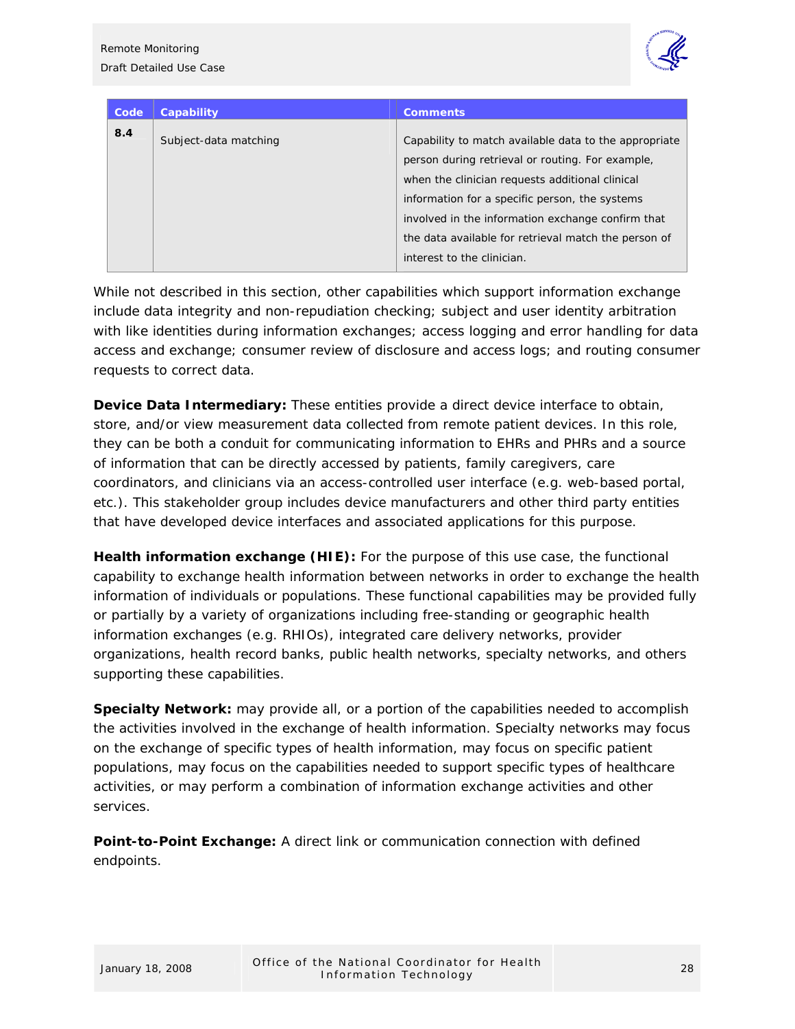| Code | Capability | Comments |
| --- | --- | --- |
| 8.4 | Subject-data matching | Capability to match available data to the appropriate person during retrieval or routing. For example, when the clinician requests additional clinical information for a specific person, the systems involved in the information exchange confirm that the data available for retrieval match the person of interest to the clinician. |

While not described in this section, other capabilities which support information exchange include data integrity and non-repudiation checking; subject and user identity arbitration with like identities during information exchanges; access logging and error handling for data access and exchange; consumer review of disclosure and access logs; and routing consumer requests to correct data.

**Device Data Intermediary:** These entities provide a direct device interface to obtain, store, and/or view measurement data collected from remote patient devices. In this role, they can be both a conduit for communicating information to EHRs and PHRs and a source of information that can be directly accessed by patients, family caregivers, care coordinators, and clinicians via an access-controlled user interface (e.g. web-based portal, etc.). This stakeholder group includes device manufacturers and other third party entities that have developed device interfaces and associated applications for this purpose.

**Health information exchange (HIE):** For the purpose of this use case, the functional capability to exchange health information between networks in order to exchange the health information of individuals or populations. These functional capabilities may be provided fully or partially by a variety of organizations including free-standing or geographic health information exchanges (e.g. RHIOs), integrated care delivery networks, provider organizations, health record banks, public health networks, specialty networks, and others supporting these capabilities.

**Specialty Network:** may provide all, or a portion of the capabilities needed to accomplish the activities involved in the exchange of health information. Specialty networks may focus on the exchange of specific types of health information, may focus on specific patient populations, may focus on the capabilities needed to support specific types of healthcare activities, or may perform a combination of information exchange activities and other services.

**Point-to-Point Exchange:** A direct link or communication connection with defined endpoints.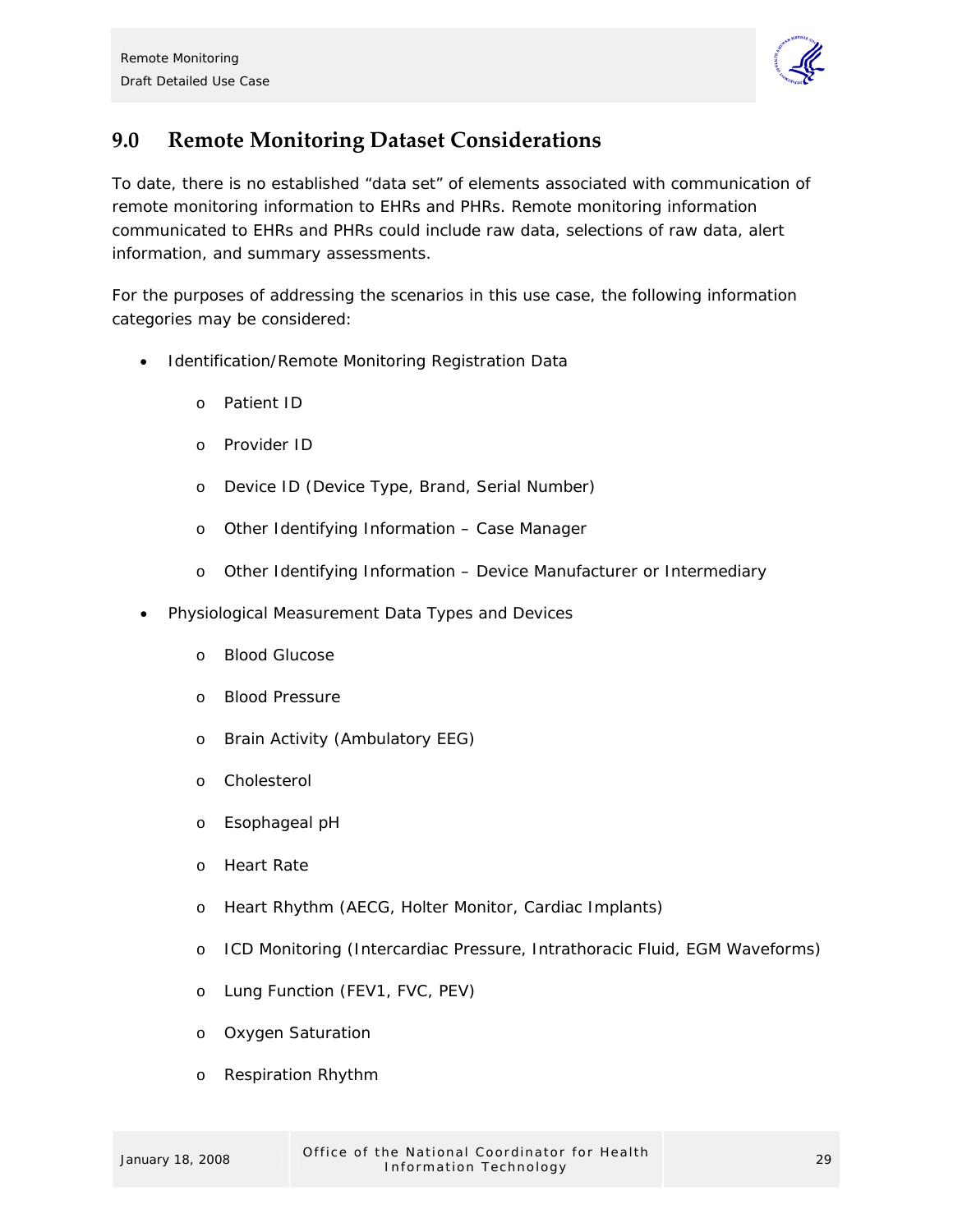## 9.0 Remote Monitoring Dataset Considerations

To date, there is no established "data set" of elements associated with communication of remote monitoring information to EHRs and PHRs. Remote monitoring information communicated to EHRs and PHRs could include raw data, selections of raw data, alert information, and summary assessments.

For the purposes of addressing the scenarios in this use case, the following information categories may be considered:

- Identification/Remote Monitoring Registration Data
  - Patient ID
  - Provider ID
  - Device ID (Device Type, Brand, Serial Number)
  - Other Identifying Information – Case Manager
  - Other Identifying Information – Device Manufacturer or Intermediary
- Physiological Measurement Data Types and Devices
  - Blood Glucose
  - Blood Pressure
  - Brain Activity (Ambulatory EEG)
  - Cholesterol
  - Esophageal pH
  - Heart Rate
  - Heart Rhythm (AECG, Holter Monitor, Cardiac Implants)
  - ICD Monitoring (Intercardiac Pressure, Intrathoracic Fluid, EGM Waveforms)
  - Lung Function (FEV1, FVC, PEV)
  - Oxygen Saturation
  - Respiration Rhythm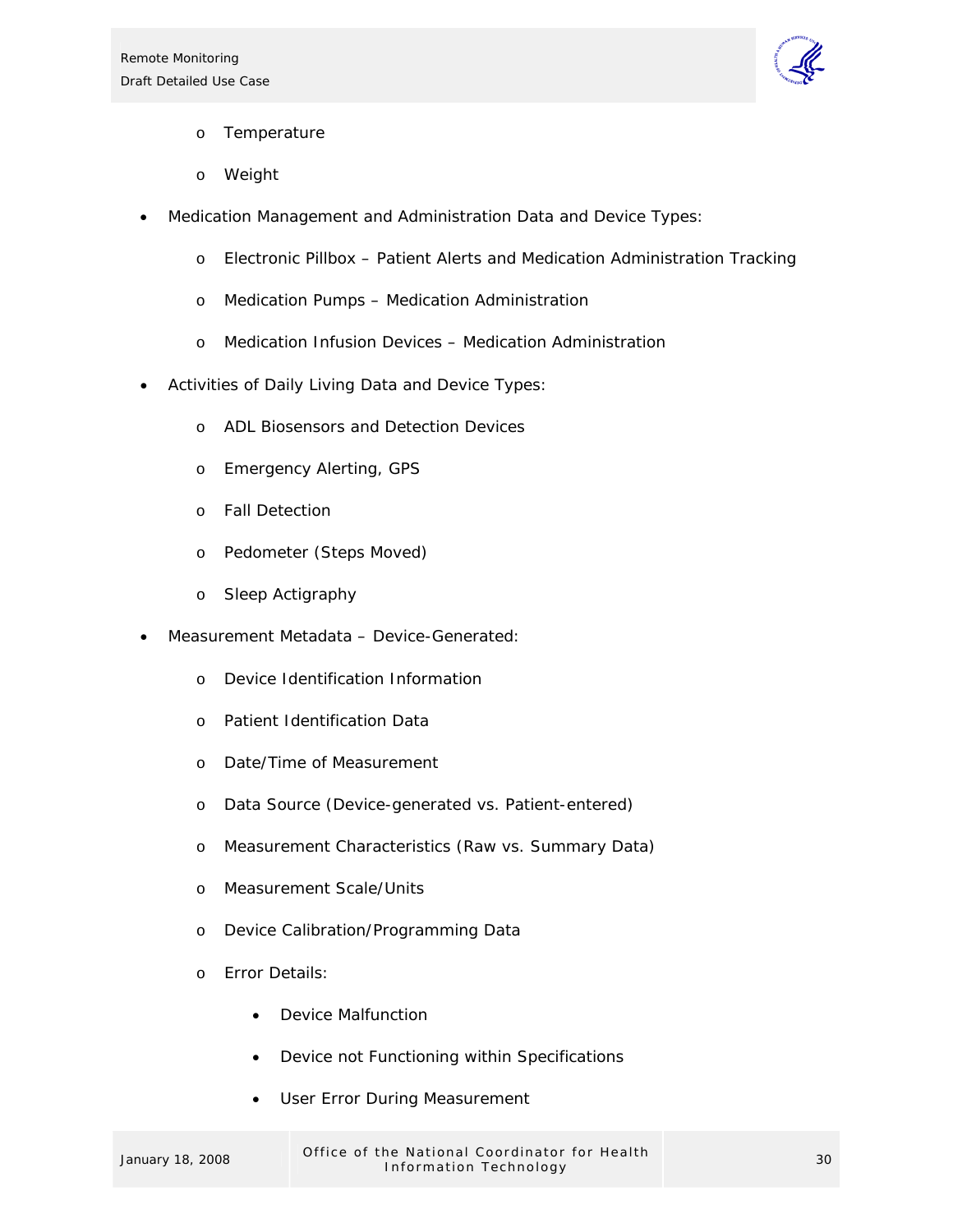- Temperature
  - Weight
- Medication Management and Administration Data and Device Types:
  - Electronic Pillbox – Patient Alerts and Medication Administration Tracking
  - Medication Pumps – Medication Administration
  - Medication Infusion Devices – Medication Administration
- Activities of Daily Living Data and Device Types:
  - ADL Biosensors and Detection Devices
  - Emergency Alerting, GPS
  - Fall Detection
  - Pedometer (Steps Moved)
  - Sleep Actigraphy
- Measurement Metadata – Device-Generated:
  - Device Identification Information
  - Patient Identification Data
  - Date/Time of Measurement
  - Data Source (Device-generated vs. Patient-entered)
  - Measurement Characteristics (Raw vs. Summary Data)
  - Measurement Scale/Units
  - Device Calibration/Programming Data
  - Error Details:
    - Device Malfunction
    - Device not Functioning within Specifications
    - User Error During Measurement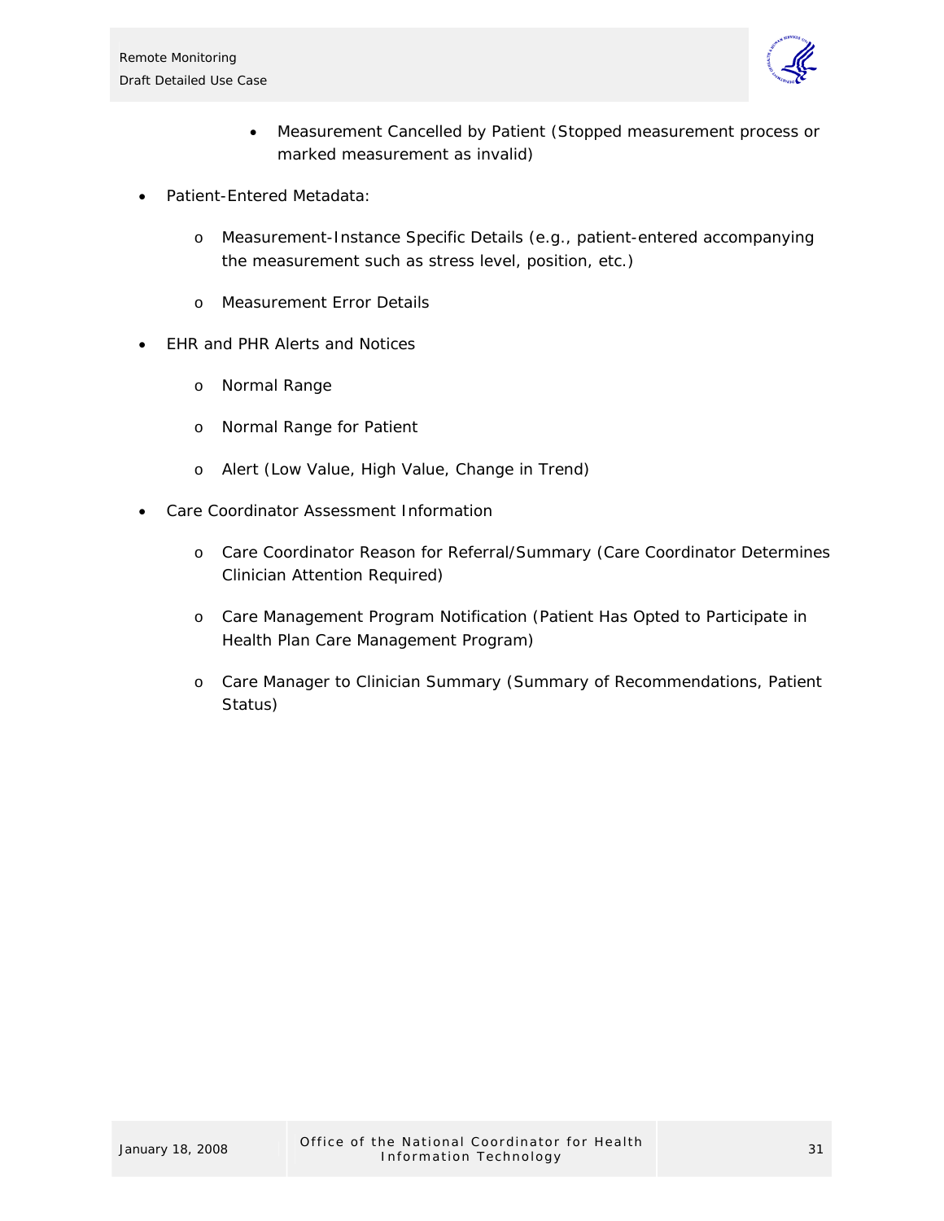- Measurement Cancelled by Patient (Stopped measurement process or marked measurement as invalid)

- Patient-Entered Metadata:
    - Measurement-Instance Specific Details (e.g., patient-entered accompanying the measurement such as stress level, position, etc.)
    - Measurement Error Details
- EHR and PHR Alerts and Notices
    - Normal Range
    - Normal Range for Patient
    - Alert (Low Value, High Value, Change in Trend)
- Care Coordinator Assessment Information
    - Care Coordinator Reason for Referral/Summary (Care Coordinator Determines Clinician Attention Required)
    - Care Management Program Notification (Patient Has Opted to Participate in Health Plan Care Management Program)
    - Care Manager to Clinician Summary (Summary of Recommendations, Patient Status)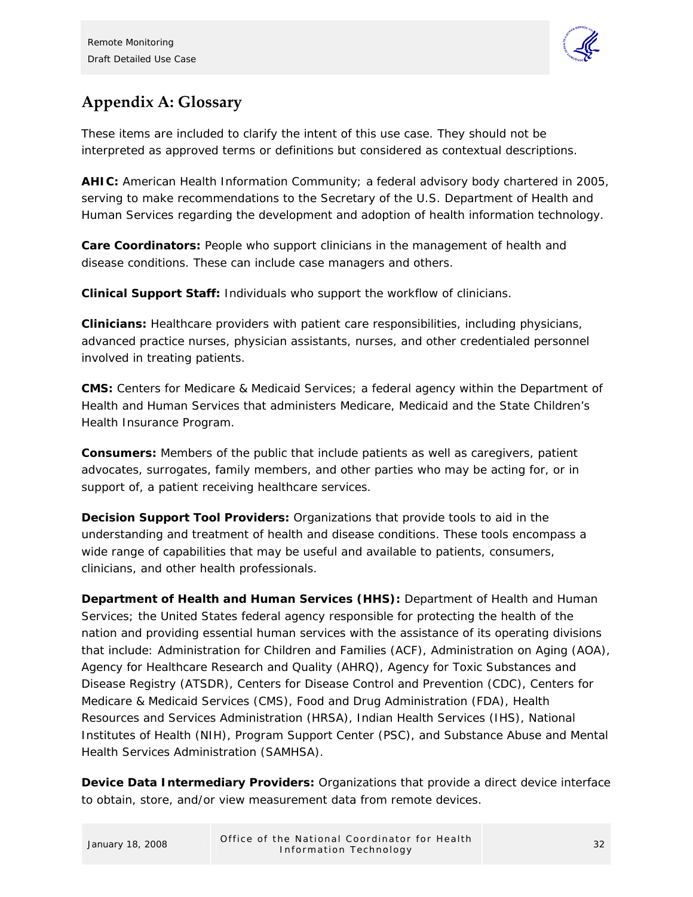## Appendix A: Glossary

These items are included to clarify the intent of this use case. They should not be interpreted as approved terms or definitions but considered as contextual descriptions.

**AHIC:** American Health Information Community; a federal advisory body chartered in 2005, serving to make recommendations to the Secretary of the U.S. Department of Health and Human Services regarding the development and adoption of health information technology.

**Care Coordinators:** People who support clinicians in the management of health and disease conditions. These can include case managers and others.

**Clinical Support Staff:** Individuals who support the workflow of clinicians.

**Clinicians:** Healthcare providers with patient care responsibilities, including physicians, advanced practice nurses, physician assistants, nurses, and other credentialed personnel involved in treating patients.

**CMS:** Centers for Medicare & Medicaid Services; a federal agency within the Department of Health and Human Services that administers Medicare, Medicaid and the State Children's Health Insurance Program.

**Consumers:** Members of the public that include patients as well as caregivers, patient advocates, surrogates, family members, and other parties who may be acting for, or in support of, a patient receiving healthcare services.

**Decision Support Tool Providers:** Organizations that provide tools to aid in the understanding and treatment of health and disease conditions. These tools encompass a wide range of capabilities that may be useful and available to patients, consumers, clinicians, and other health professionals.

**Department of Health and Human Services (HHS):** Department of Health and Human Services; the United States federal agency responsible for protecting the health of the nation and providing essential human services with the assistance of its operating divisions that include: Administration for Children and Families (ACF), Administration on Aging (AOA), Agency for Healthcare Research and Quality (AHRQ), Agency for Toxic Substances and Disease Registry (ATSDR), Centers for Disease Control and Prevention (CDC), Centers for Medicare & Medicaid Services (CMS), Food and Drug Administration (FDA), Health Resources and Services Administration (HRSA), Indian Health Services (IHS), National Institutes of Health (NIH), Program Support Center (PSC), and Substance Abuse and Mental Health Services Administration (SAMHSA).

**Device Data Intermediary Providers:** Organizations that provide a direct device interface to obtain, store, and/or view measurement data from remote devices.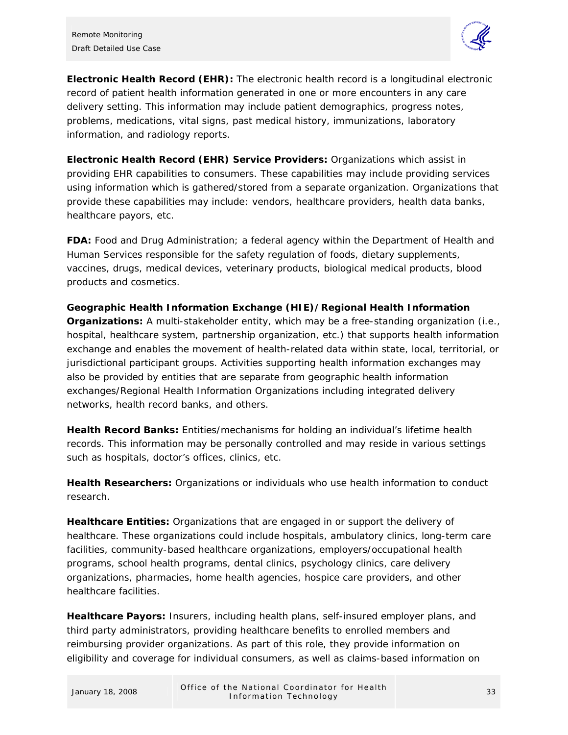**Electronic Health Record (EHR):** The electronic health record is a longitudinal electronic record of patient health information generated in one or more encounters in any care delivery setting. This information may include patient demographics, progress notes, problems, medications, vital signs, past medical history, immunizations, laboratory information, and radiology reports.

**Electronic Health Record (EHR) Service Providers:** Organizations which assist in providing EHR capabilities to consumers. These capabilities may include providing services using information which is gathered/stored from a separate organization. Organizations that provide these capabilities may include: vendors, healthcare providers, health data banks, healthcare payors, etc.

**FDA:** Food and Drug Administration; a federal agency within the Department of Health and Human Services responsible for the safety regulation of foods, dietary supplements, vaccines, drugs, medical devices, veterinary products, biological medical products, blood products and cosmetics.

**Geographic Health Information Exchange (HIE)/Regional Health Information Organizations:** A multi-stakeholder entity, which may be a free-standing organization (i.e., hospital, healthcare system, partnership organization, etc.) that supports health information exchange and enables the movement of health-related data within state, local, territorial, or jurisdictional participant groups. Activities supporting health information exchanges may also be provided by entities that are separate from geographic health information exchanges/Regional Health Information Organizations including integrated delivery networks, health record banks, and others.

**Health Record Banks:** Entities/mechanisms for holding an individual's lifetime health records. This information may be personally controlled and may reside in various settings such as hospitals, doctor's offices, clinics, etc.

**Health Researchers:** Organizations or individuals who use health information to conduct research.

**Healthcare Entities:** Organizations that are engaged in or support the delivery of healthcare. These organizations could include hospitals, ambulatory clinics, long-term care facilities, community-based healthcare organizations, employers/occupational health programs, school health programs, dental clinics, psychology clinics, care delivery organizations, pharmacies, home health agencies, hospice care providers, and other healthcare facilities.

**Healthcare Payors:** Insurers, including health plans, self-insured employer plans, and third party administrators, providing healthcare benefits to enrolled members and reimbursing provider organizations. As part of this role, they provide information on eligibility and coverage for individual consumers, as well as claims-based information on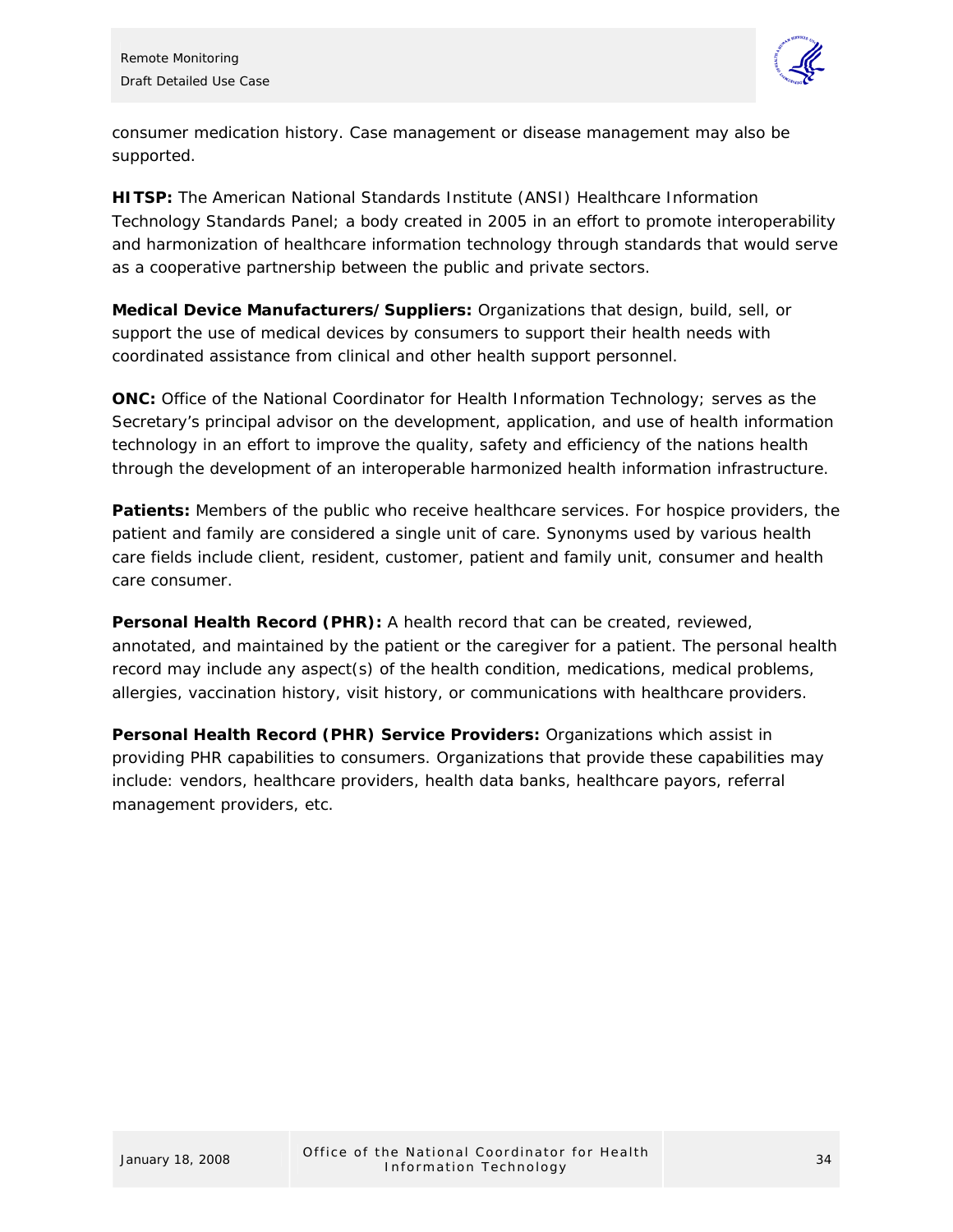consumer medication history. Case management or disease management may also be supported.

**HITSP:** The American National Standards Institute (ANSI) Healthcare Information Technology Standards Panel; a body created in 2005 in an effort to promote interoperability and harmonization of healthcare information technology through standards that would serve as a cooperative partnership between the public and private sectors.

**Medical Device Manufacturers/Suppliers:** Organizations that design, build, sell, or support the use of medical devices by consumers to support their health needs with coordinated assistance from clinical and other health support personnel.

**ONC:** Office of the National Coordinator for Health Information Technology; serves as the Secretary's principal advisor on the development, application, and use of health information technology in an effort to improve the quality, safety and efficiency of the nations health through the development of an interoperable harmonized health information infrastructure.

**Patients:** Members of the public who receive healthcare services. For hospice providers, the patient and family are considered a single unit of care. Synonyms used by various health care fields include client, resident, customer, patient and family unit, consumer and health care consumer.

**Personal Health Record (PHR):** A health record that can be created, reviewed, annotated, and maintained by the patient or the caregiver for a patient. The personal health record may include any aspect(s) of the health condition, medications, medical problems, allergies, vaccination history, visit history, or communications with healthcare providers.

**Personal Health Record (PHR) Service Providers:** Organizations which assist in providing PHR capabilities to consumers. Organizations that provide these capabilities may include: vendors, healthcare providers, health data banks, healthcare payors, referral management providers, etc.